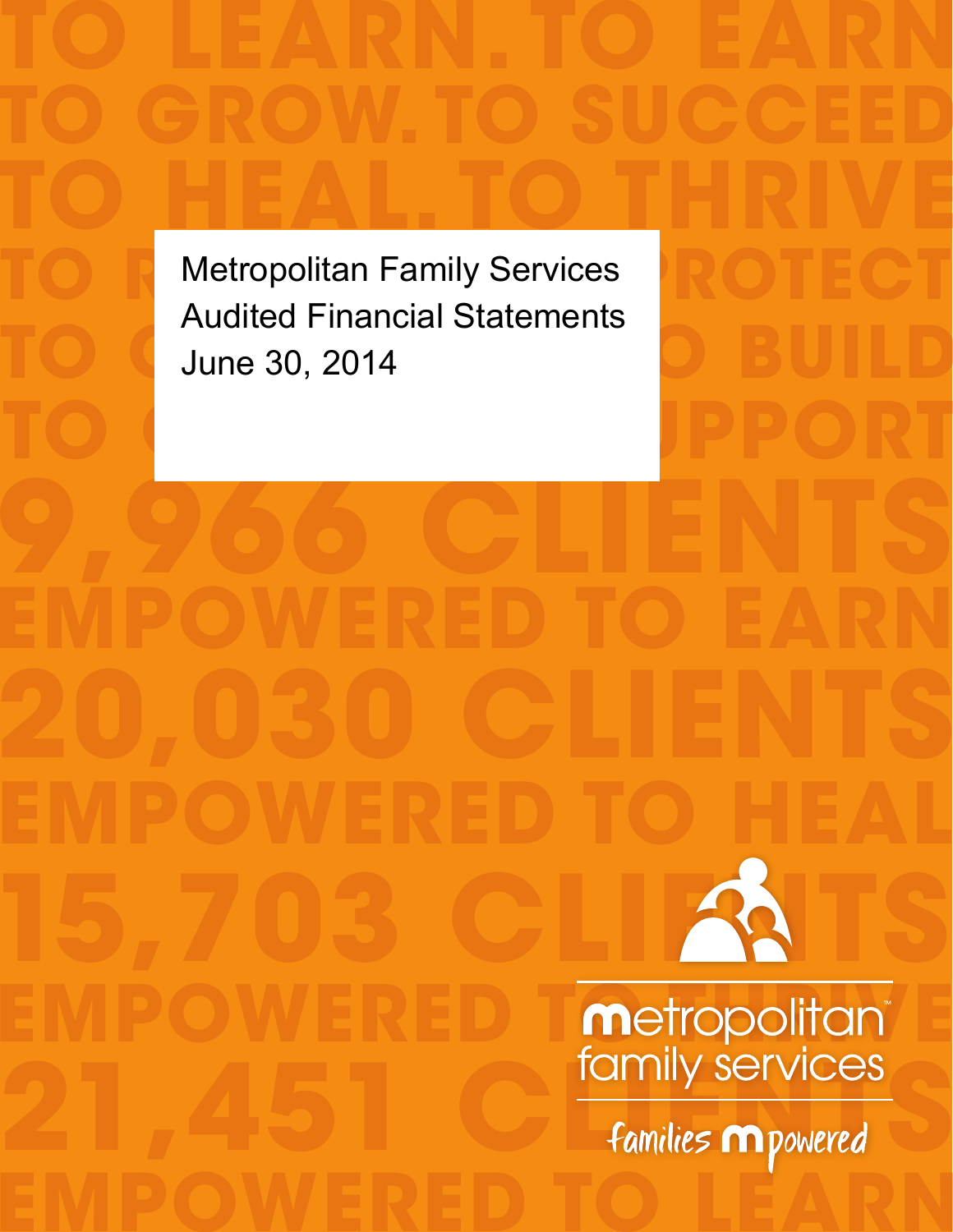# Metropolitan Family Services
## Audited Financial Statements
## June 30, 2014

TO LEARN. TO EARN
TO GROW. TO SUCCEED
TO HEAL. TO THRIVE

9,966 CLIENTS EMPOWERED TO EARN
20,030 CLIENTS EMPOWERED TO HEAL
15,703 CLIENTS EMPOWERED TO THRIVE
21,451 CLIENTS EMPOWERED TO LEARN

metropolitan family services

families mpowered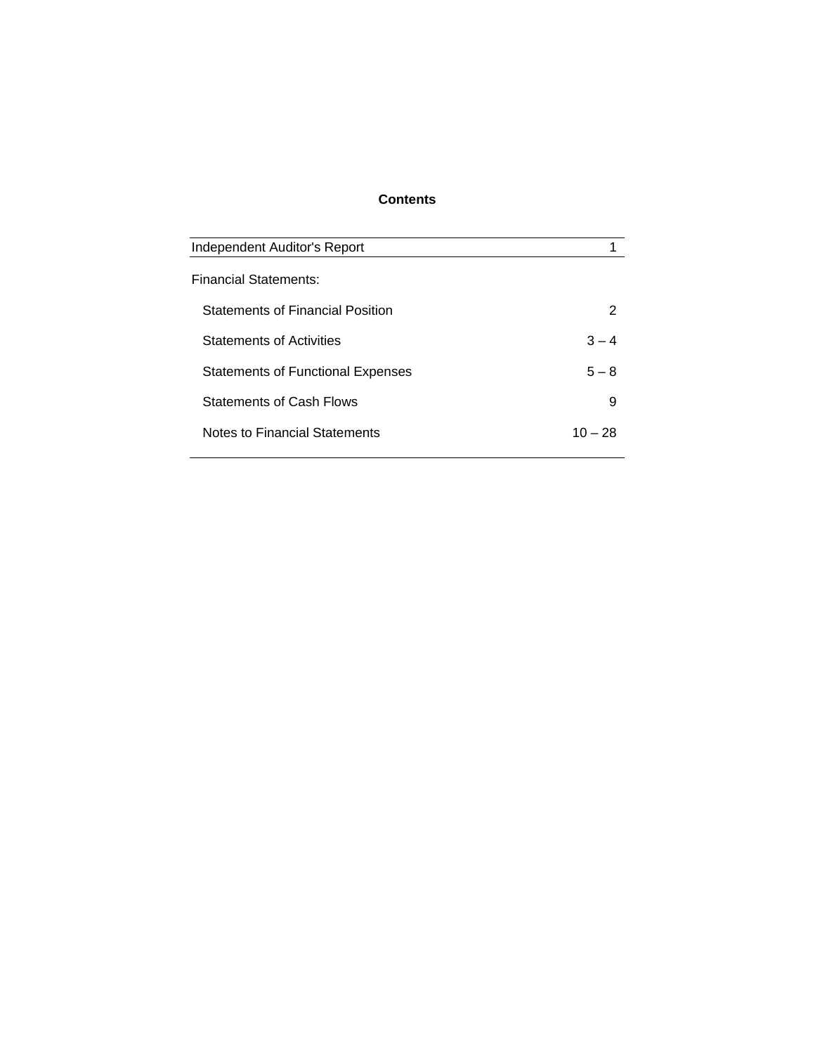## Contents

| | |
|---|---|
| Independent Auditor's Report | 1 |
| Financial Statements: | |
| Statements of Financial Position | 2 |
| Statements of Activities | 3 – 4 |
| Statements of Functional Expenses | 5 – 8 |
| Statements of Cash Flows | 9 |
| Notes to Financial Statements | 10 – 28 |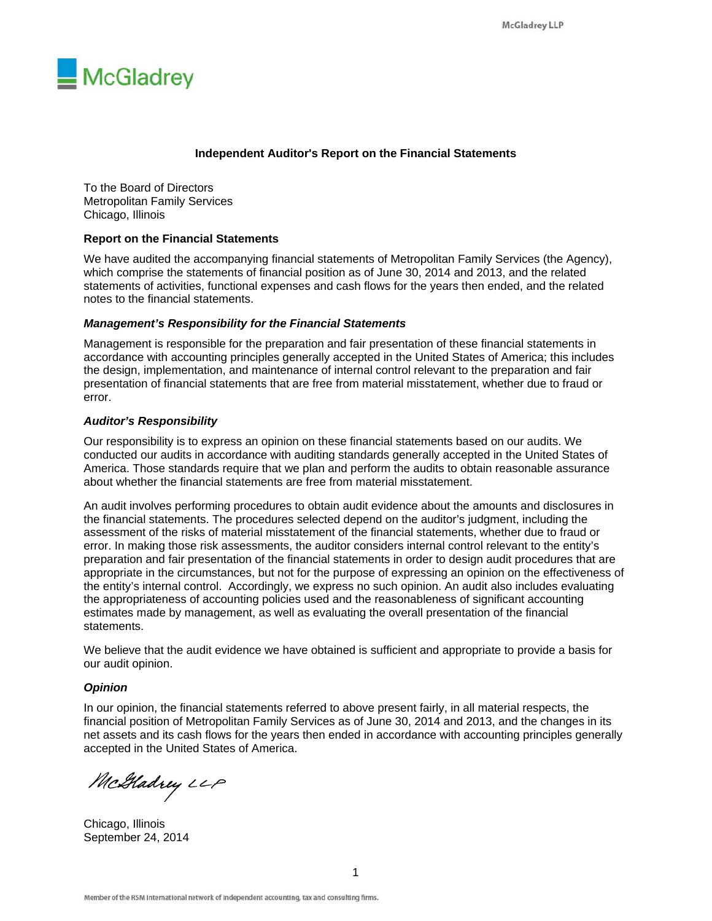# Independent Auditor's Report on the Financial Statements

To the Board of Directors
Metropolitan Family Services
Chicago, Illinois

## Report on the Financial Statements

We have audited the accompanying financial statements of Metropolitan Family Services (the Agency), which comprise the statements of financial position as of June 30, 2014 and 2013, and the related statements of activities, functional expenses and cash flows for the years then ended, and the related notes to the financial statements.

### *Management's Responsibility for the Financial Statements*

Management is responsible for the preparation and fair presentation of these financial statements in accordance with accounting principles generally accepted in the United States of America; this includes the design, implementation, and maintenance of internal control relevant to the preparation and fair presentation of financial statements that are free from material misstatement, whether due to fraud or error.

### *Auditor's Responsibility*

Our responsibility is to express an opinion on these financial statements based on our audits. We conducted our audits in accordance with auditing standards generally accepted in the United States of America. Those standards require that we plan and perform the audits to obtain reasonable assurance about whether the financial statements are free from material misstatement.

An audit involves performing procedures to obtain audit evidence about the amounts and disclosures in the financial statements. The procedures selected depend on the auditor's judgment, including the assessment of the risks of material misstatement of the financial statements, whether due to fraud or error. In making those risk assessments, the auditor considers internal control relevant to the entity's preparation and fair presentation of the financial statements in order to design audit procedures that are appropriate in the circumstances, but not for the purpose of expressing an opinion on the effectiveness of the entity's internal control. Accordingly, we express no such opinion. An audit also includes evaluating the appropriateness of accounting policies used and the reasonableness of significant accounting estimates made by management, as well as evaluating the overall presentation of the financial statements.

We believe that the audit evidence we have obtained is sufficient and appropriate to provide a basis for our audit opinion.

### *Opinion*

In our opinion, the financial statements referred to above present fairly, in all material respects, the financial position of Metropolitan Family Services as of June 30, 2014 and 2013, and the changes in its net assets and its cash flows for the years then ended in accordance with accounting principles generally accepted in the United States of America.

McGladrey LLP

Chicago, Illinois
September 24, 2014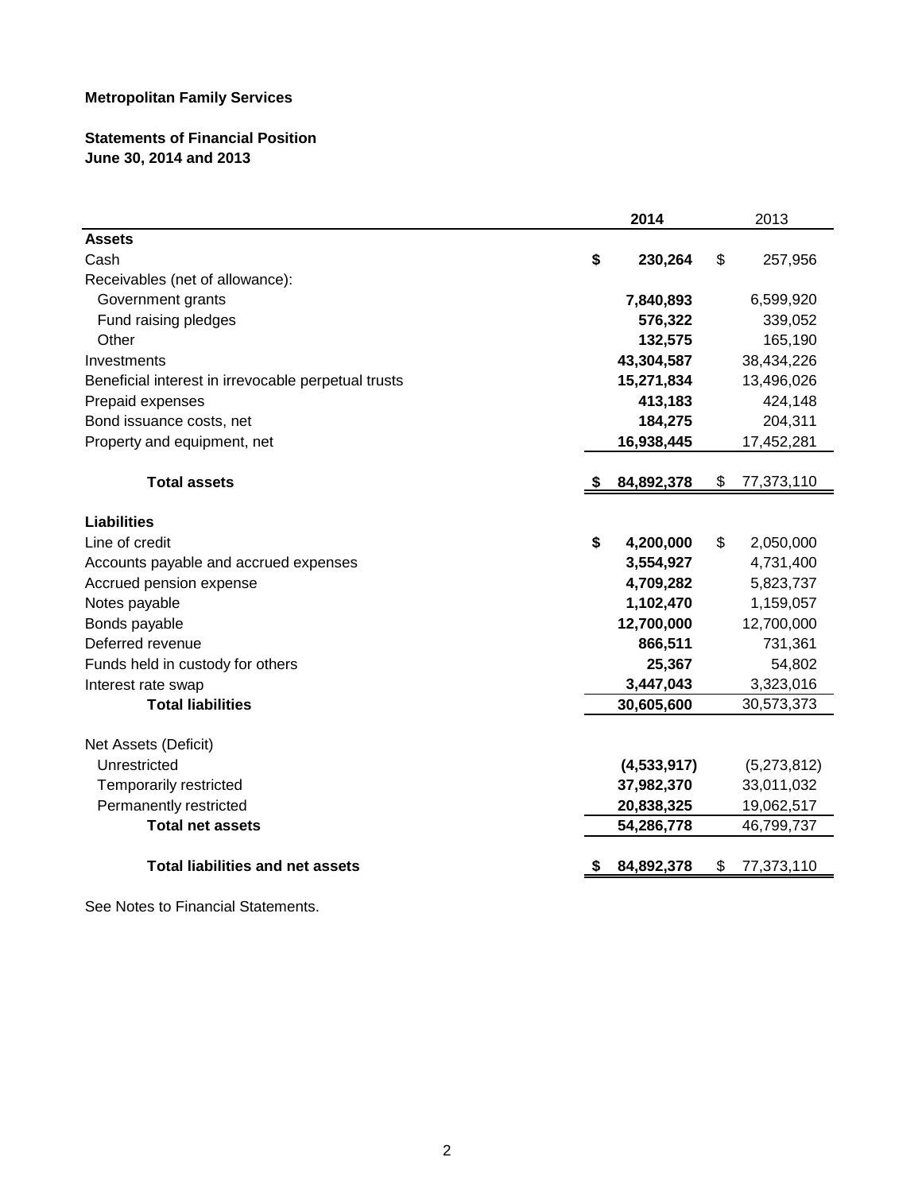**Metropolitan Family Services**

**Statements of Financial Position**
**June 30, 2014 and 2013**

| | 2014 | 2013 |
|---|---|---|
| **Assets** | | |
| Cash | **$ 230,264** | $ 257,956 |
| Receivables (net of allowance): | | |
| Government grants | **7,840,893** | 6,599,920 |
| Fund raising pledges | **576,322** | 339,052 |
| Other | **132,575** | 165,190 |
| Investments | **43,304,587** | 38,434,226 |
| Beneficial interest in irrevocable perpetual trusts | **15,271,834** | 13,496,026 |
| Prepaid expenses | **413,183** | 424,148 |
| Bond issuance costs, net | **184,275** | 204,311 |
| Property and equipment, net | **16,938,445** | 17,452,281 |
| **Total assets** | **$ 84,892,378** | $ 77,373,110 |
| **Liabilities** | | |
| Line of credit | **$ 4,200,000** | $ 2,050,000 |
| Accounts payable and accrued expenses | **3,554,927** | 4,731,400 |
| Accrued pension expense | **4,709,282** | 5,823,737 |
| Notes payable | **1,102,470** | 1,159,057 |
| Bonds payable | **12,700,000** | 12,700,000 |
| Deferred revenue | **866,511** | 731,361 |
| Funds held in custody for others | **25,367** | 54,802 |
| Interest rate swap | **3,447,043** | 3,323,016 |
| **Total liabilities** | **30,605,600** | 30,573,373 |
| Net Assets (Deficit) | | |
| Unrestricted | **(4,533,917)** | (5,273,812) |
| Temporarily restricted | **37,982,370** | 33,011,032 |
| Permanently restricted | **20,838,325** | 19,062,517 |
| **Total net assets** | **54,286,778** | 46,799,737 |
| **Total liabilities and net assets** | **$ 84,892,378** | $ 77,373,110 |

See Notes to Financial Statements.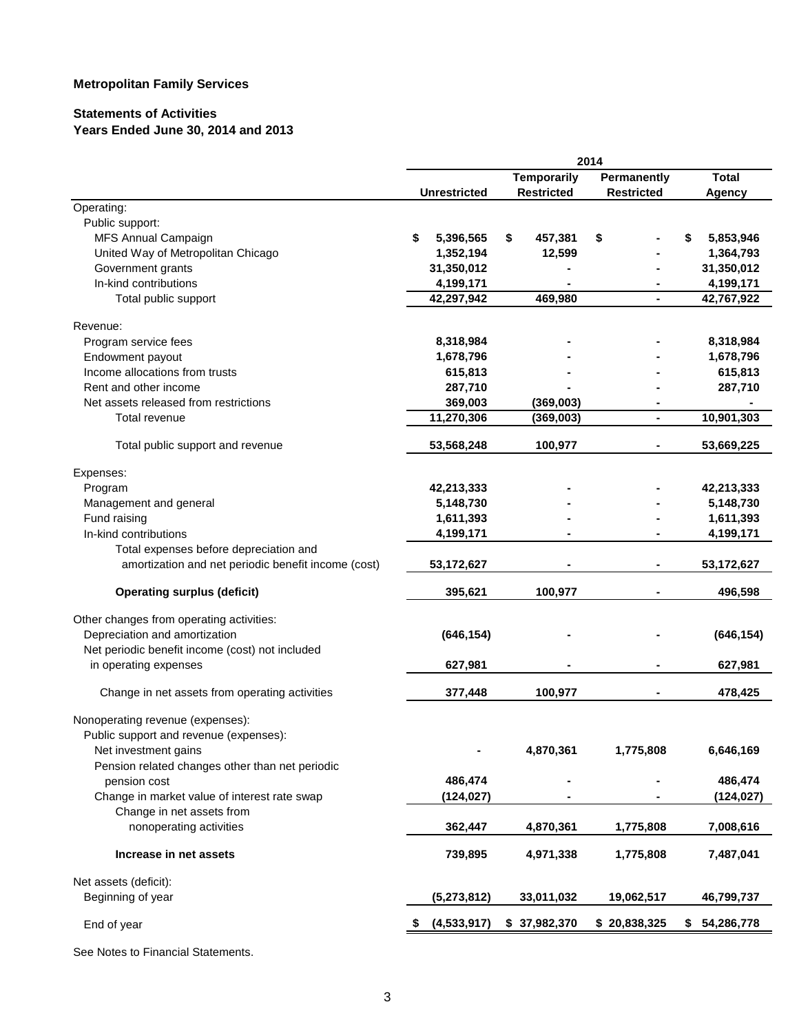**Metropolitan Family Services**

**Statements of Activities**
**Years Ended June 30, 2014 and 2013**

| | 2014 | | | |
|---|---|---|---|---|
| | Unrestricted | Temporarily Restricted | Permanently Restricted | Total Agency |
| Operating: | | | | |
| Public support: | | | | |
| MFS Annual Campaign | $ 5,396,565 | $ 457,381 | $ - | $ 5,853,946 |
| United Way of Metropolitan Chicago | 1,352,194 | 12,599 | - | 1,364,793 |
| Government grants | 31,350,012 | - | - | 31,350,012 |
| In-kind contributions | 4,199,171 | - | - | 4,199,171 |
| Total public support | 42,297,942 | 469,980 | - | 42,767,922 |
| Revenue: | | | | |
| Program service fees | 8,318,984 | - | - | 8,318,984 |
| Endowment payout | 1,678,796 | - | - | 1,678,796 |
| Income allocations from trusts | 615,813 | - | - | 615,813 |
| Rent and other income | 287,710 | - | - | 287,710 |
| Net assets released from restrictions | 369,003 | (369,003) | - | - |
| Total revenue | 11,270,306 | (369,003) | - | 10,901,303 |
| Total public support and revenue | 53,568,248 | 100,977 | - | 53,669,225 |
| Expenses: | | | | |
| Program | 42,213,333 | - | - | 42,213,333 |
| Management and general | 5,148,730 | - | - | 5,148,730 |
| Fund raising | 1,611,393 | - | - | 1,611,393 |
| In-kind contributions | 4,199,171 | - | - | 4,199,171 |
| Total expenses before depreciation and amortization and net periodic benefit income (cost) | 53,172,627 | - | - | 53,172,627 |
| **Operating surplus (deficit)** | 395,621 | 100,977 | - | 496,598 |
| Other changes from operating activities: | | | | |
| Depreciation and amortization | (646,154) | - | - | (646,154) |
| Net periodic benefit income (cost) not included in operating expenses | 627,981 | - | - | 627,981 |
| Change in net assets from operating activities | 377,448 | 100,977 | - | 478,425 |
| Nonoperating revenue (expenses): | | | | |
| Public support and revenue (expenses): | | | | |
| Net investment gains | - | 4,870,361 | 1,775,808 | 6,646,169 |
| Pension related changes other than net periodic pension cost | 486,474 | - | - | 486,474 |
| Change in market value of interest rate swap | (124,027) | - | - | (124,027) |
| Change in net assets from nonoperating activities | 362,447 | 4,870,361 | 1,775,808 | 7,008,616 |
| **Increase in net assets** | 739,895 | 4,971,338 | 1,775,808 | 7,487,041 |
| Net assets (deficit): | | | | |
| Beginning of year | (5,273,812) | 33,011,032 | 19,062,517 | 46,799,737 |
| End of year | $ (4,533,917) | $ 37,982,370 | $ 20,838,325 | $ 54,286,778 |

See Notes to Financial Statements.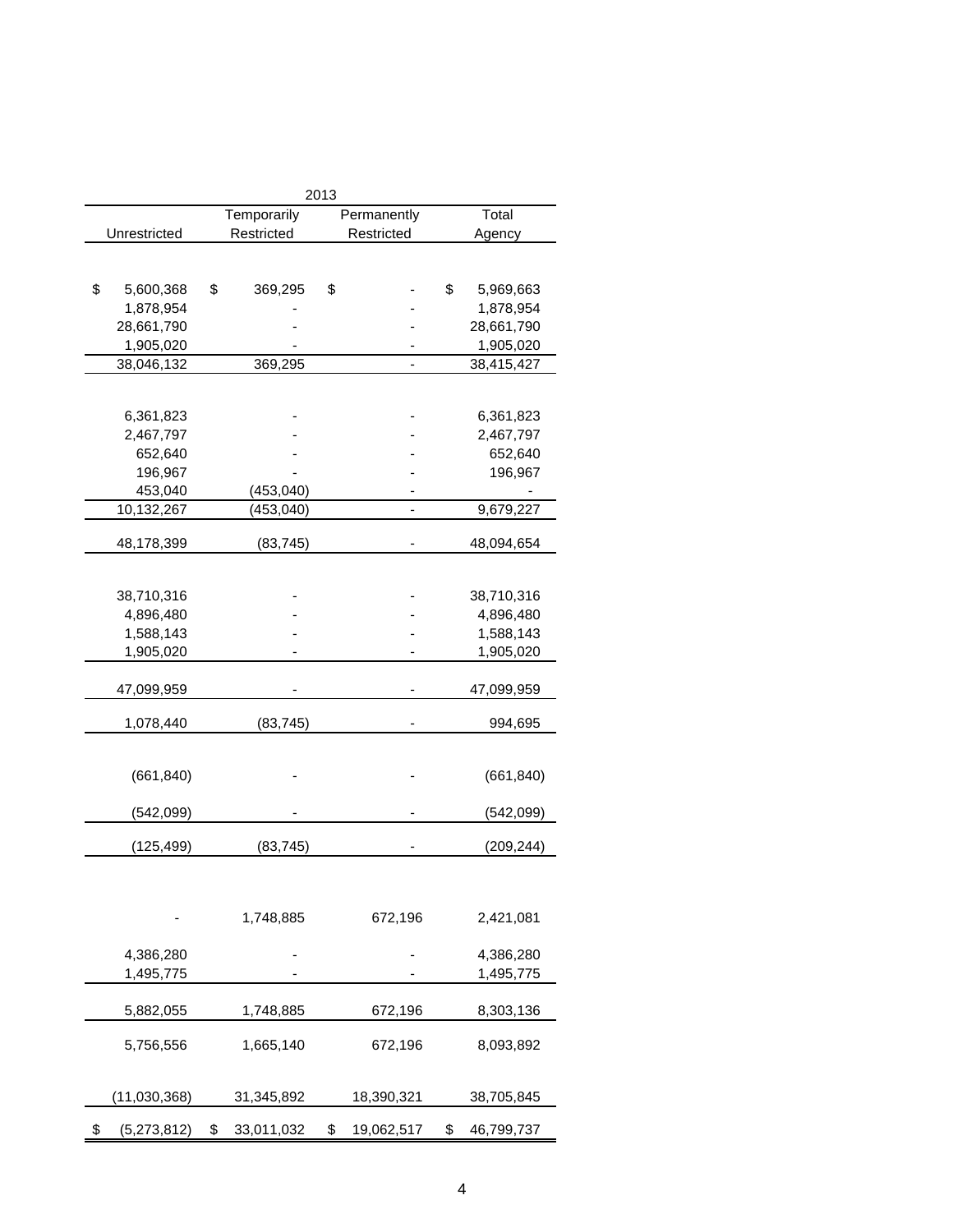| 2013 | | | |
|---|---|---|---|
| Unrestricted | Temporarily Restricted | Permanently Restricted | Total Agency |
| | | | |
| $ 5,600,368 | $ 369,295 | $ - | $ 5,969,663 |
| 1,878,954 | - | - | 1,878,954 |
| 28,661,790 | - | - | 28,661,790 |
| 1,905,020 | - | - | 1,905,020 |
| 38,046,132 | 369,295 | - | 38,415,427 |
| | | | |
| 6,361,823 | - | - | 6,361,823 |
| 2,467,797 | - | - | 2,467,797 |
| 652,640 | - | - | 652,640 |
| 196,967 | - | - | 196,967 |
| 453,040 | (453,040) | - | - |
| 10,132,267 | (453,040) | - | 9,679,227 |
| 48,178,399 | (83,745) | - | 48,094,654 |
| | | | |
| 38,710,316 | - | - | 38,710,316 |
| 4,896,480 | - | - | 4,896,480 |
| 1,588,143 | - | - | 1,588,143 |
| 1,905,020 | - | - | 1,905,020 |
| 47,099,959 | - | - | 47,099,959 |
| 1,078,440 | (83,745) | - | 994,695 |
| | | | |
| (661,840) | - | - | (661,840) |
| (542,099) | - | - | (542,099) |
| (125,499) | (83,745) | - | (209,244) |
| | | | |
| - | 1,748,885 | 672,196 | 2,421,081 |
| 4,386,280 | - | - | 4,386,280 |
| 1,495,775 | - | - | 1,495,775 |
| 5,882,055 | 1,748,885 | 672,196 | 8,303,136 |
| 5,756,556 | 1,665,140 | 672,196 | 8,093,892 |
| | | | |
| (11,030,368) | 31,345,892 | 18,390,321 | 38,705,845 |
| $ (5,273,812) | $ 33,011,032 | $ 19,062,517 | $ 46,799,737 |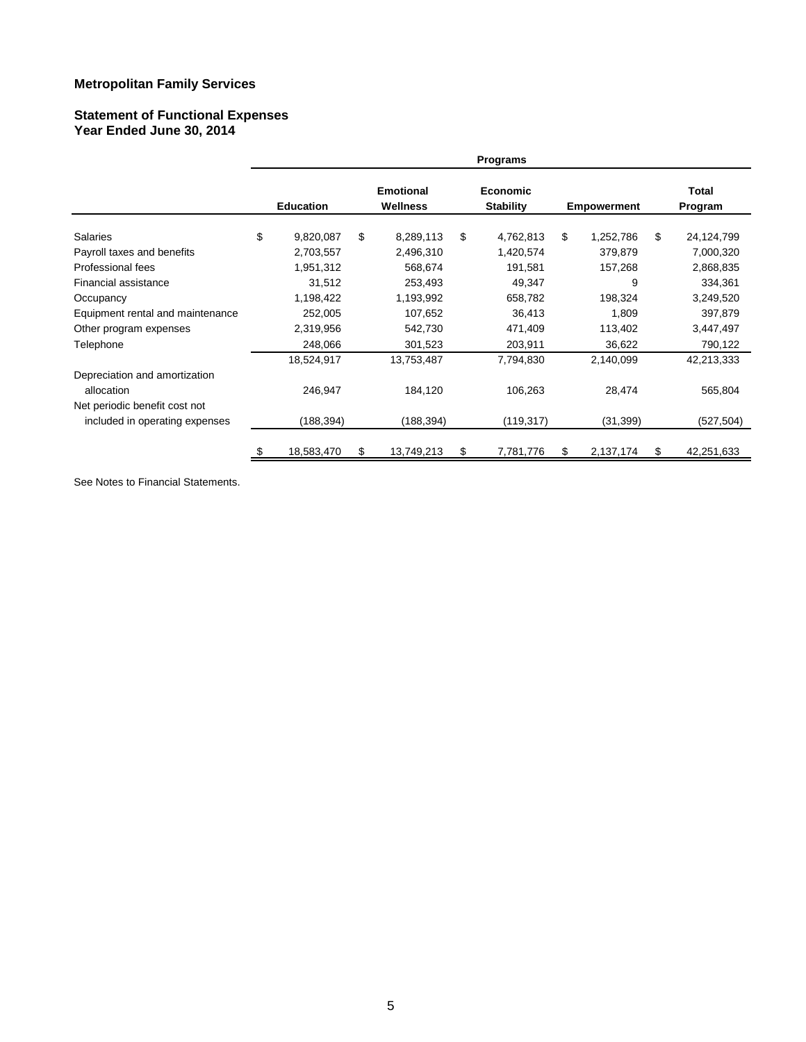**Metropolitan Family Services**

**Statement of Functional Expenses**
**Year Ended June 30, 2014**

| | Programs | | | | |
|---|---|---|---|---|---|
| | **Education** | **Emotional Wellness** | **Economic Stability** | **Empowerment** | **Total Program** |
| Salaries | $ 9,820,087 | $ 8,289,113 | $ 4,762,813 | $ 1,252,786 | $ 24,124,799 |
| Payroll taxes and benefits | 2,703,557 | 2,496,310 | 1,420,574 | 379,879 | 7,000,320 |
| Professional fees | 1,951,312 | 568,674 | 191,581 | 157,268 | 2,868,835 |
| Financial assistance | 31,512 | 253,493 | 49,347 | 9 | 334,361 |
| Occupancy | 1,198,422 | 1,193,992 | 658,782 | 198,324 | 3,249,520 |
| Equipment rental and maintenance | 252,005 | 107,652 | 36,413 | 1,809 | 397,879 |
| Other program expenses | 2,319,956 | 542,730 | 471,409 | 113,402 | 3,447,497 |
| Telephone | 248,066 | 301,523 | 203,911 | 36,622 | 790,122 |
| | 18,524,917 | 13,753,487 | 7,794,830 | 2,140,099 | 42,213,333 |
| Depreciation and amortization allocation | 246,947 | 184,120 | 106,263 | 28,474 | 565,804 |
| Net periodic benefit cost not included in operating expenses | (188,394) | (188,394) | (119,317) | (31,399) | (527,504) |
| | $ 18,583,470 | $ 13,749,213 | $ 7,781,776 | $ 2,137,174 | $ 42,251,633 |

See Notes to Financial Statements.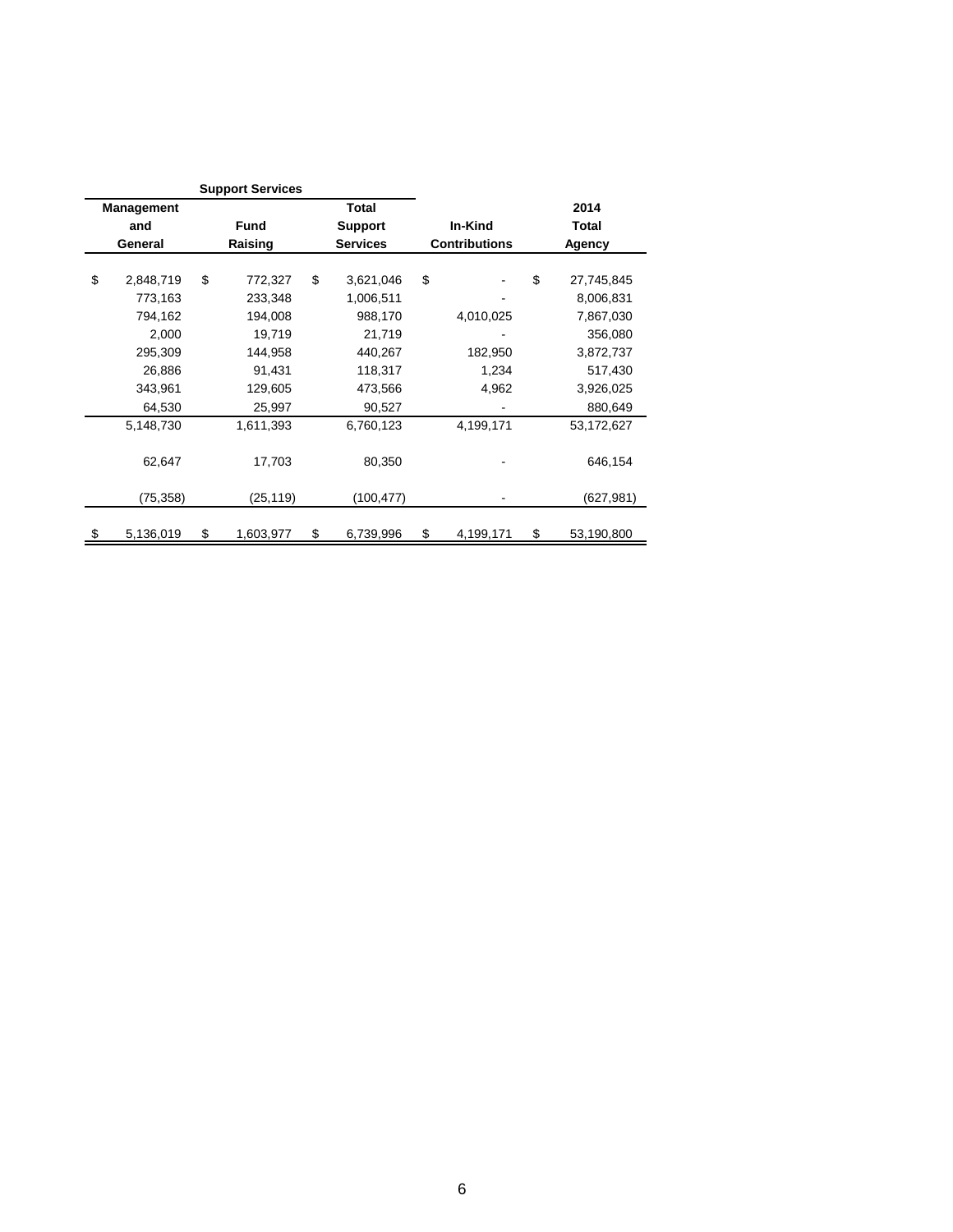| Support Services | | | | |
|---|---|---|---|---|
| Management and General | Fund Raising | Total Support Services | In-Kind Contributions | 2014 Total Agency |
| $ 2,848,719 | $ 772,327 | $ 3,621,046 | $ - | $ 27,745,845 |
| 773,163 | 233,348 | 1,006,511 | - | 8,006,831 |
| 794,162 | 194,008 | 988,170 | 4,010,025 | 7,867,030 |
| 2,000 | 19,719 | 21,719 | - | 356,080 |
| 295,309 | 144,958 | 440,267 | 182,950 | 3,872,737 |
| 26,886 | 91,431 | 118,317 | 1,234 | 517,430 |
| 343,961 | 129,605 | 473,566 | 4,962 | 3,926,025 |
| 64,530 | 25,997 | 90,527 | - | 880,649 |
| 5,148,730 | 1,611,393 | 6,760,123 | 4,199,171 | 53,172,627 |
| 62,647 | 17,703 | 80,350 | - | 646,154 |
| (75,358) | (25,119) | (100,477) | - | (627,981) |
| $ 5,136,019 | $ 1,603,977 | $ 6,739,996 | $ 4,199,171 | $ 53,190,800 |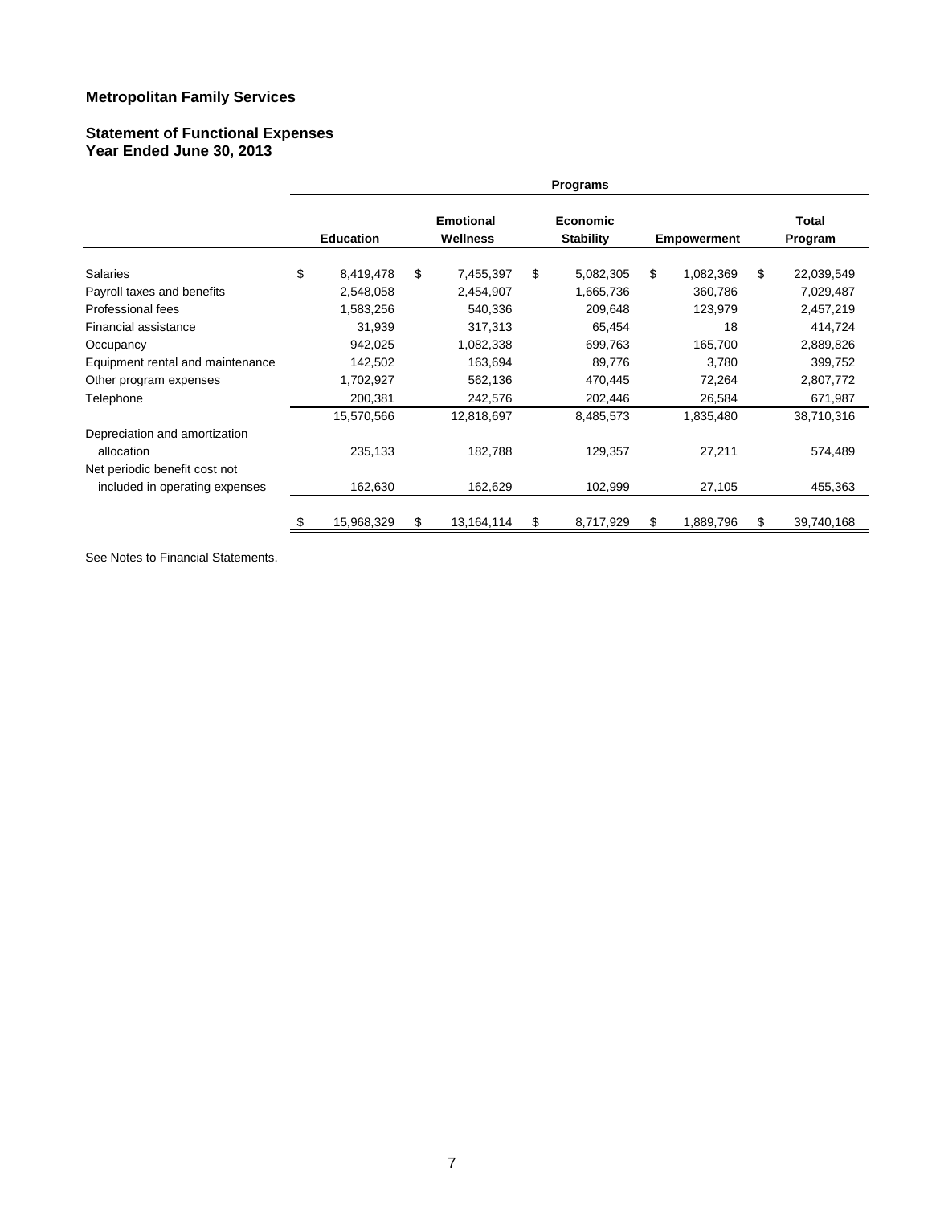**Metropolitan Family Services**

**Statement of Functional Expenses**
**Year Ended June 30, 2013**

| | Programs | | | | |
|---|---|---|---|---|---|
| | **Education** | **Emotional Wellness** | **Economic Stability** | **Empowerment** | **Total Program** |
| Salaries | $ 8,419,478 | $ 7,455,397 | $ 5,082,305 | $ 1,082,369 | $ 22,039,549 |
| Payroll taxes and benefits | 2,548,058 | 2,454,907 | 1,665,736 | 360,786 | 7,029,487 |
| Professional fees | 1,583,256 | 540,336 | 209,648 | 123,979 | 2,457,219 |
| Financial assistance | 31,939 | 317,313 | 65,454 | 18 | 414,724 |
| Occupancy | 942,025 | 1,082,338 | 699,763 | 165,700 | 2,889,826 |
| Equipment rental and maintenance | 142,502 | 163,694 | 89,776 | 3,780 | 399,752 |
| Other program expenses | 1,702,927 | 562,136 | 470,445 | 72,264 | 2,807,772 |
| Telephone | 200,381 | 242,576 | 202,446 | 26,584 | 671,987 |
| | 15,570,566 | 12,818,697 | 8,485,573 | 1,835,480 | 38,710,316 |
| Depreciation and amortization allocation | 235,133 | 182,788 | 129,357 | 27,211 | 574,489 |
| Net periodic benefit cost not included in operating expenses | 162,630 | 162,629 | 102,999 | 27,105 | 455,363 |
| | $ 15,968,329 | $ 13,164,114 | $ 8,717,929 | $ 1,889,796 | $ 39,740,168 |

See Notes to Financial Statements.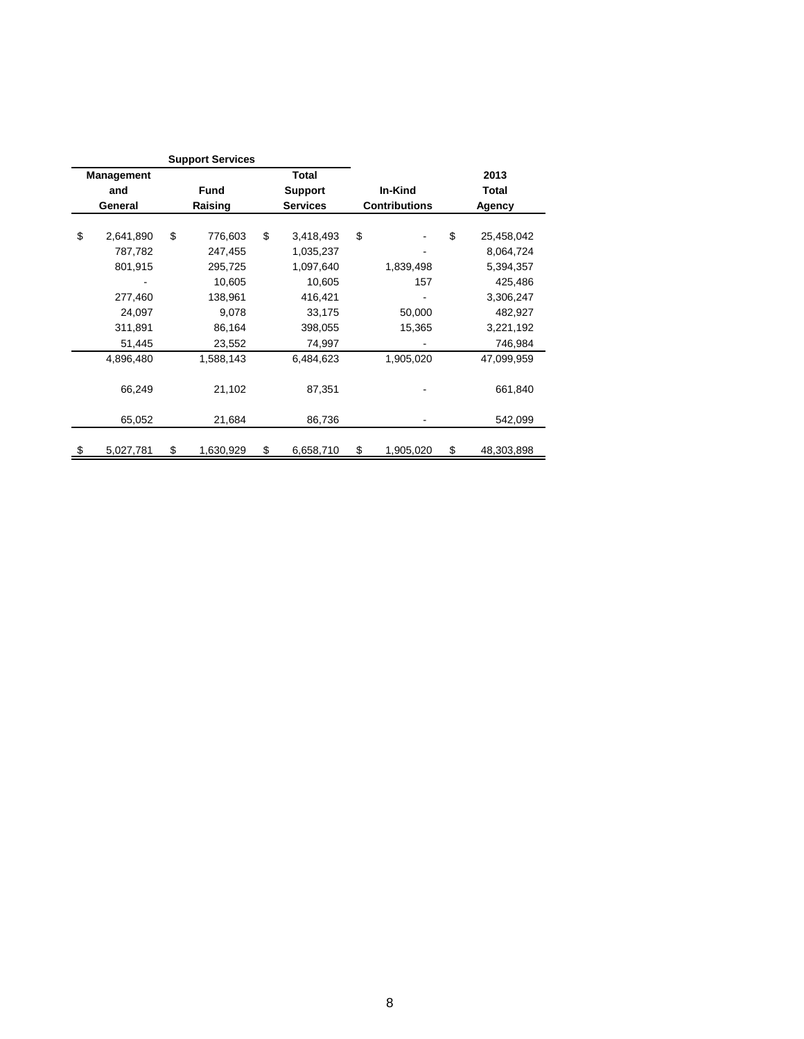| Support Services | | | | |
|---|---|---|---|---|
| Management and General | Fund Raising | Total Support Services | In-Kind Contributions | 2013 Total Agency |
| $ 2,641,890 | $ 776,603 | $ 3,418,493 | $ - | $ 25,458,042 |
| 787,782 | 247,455 | 1,035,237 | - | 8,064,724 |
| 801,915 | 295,725 | 1,097,640 | 1,839,498 | 5,394,357 |
| - | 10,605 | 10,605 | 157 | 425,486 |
| 277,460 | 138,961 | 416,421 | - | 3,306,247 |
| 24,097 | 9,078 | 33,175 | 50,000 | 482,927 |
| 311,891 | 86,164 | 398,055 | 15,365 | 3,221,192 |
| 51,445 | 23,552 | 74,997 | - | 746,984 |
| 4,896,480 | 1,588,143 | 6,484,623 | 1,905,020 | 47,099,959 |
| 66,249 | 21,102 | 87,351 | - | 661,840 |
| 65,052 | 21,684 | 86,736 | - | 542,099 |
| $ 5,027,781 | $ 1,630,929 | $ 6,658,710 | $ 1,905,020 | $ 48,303,898 |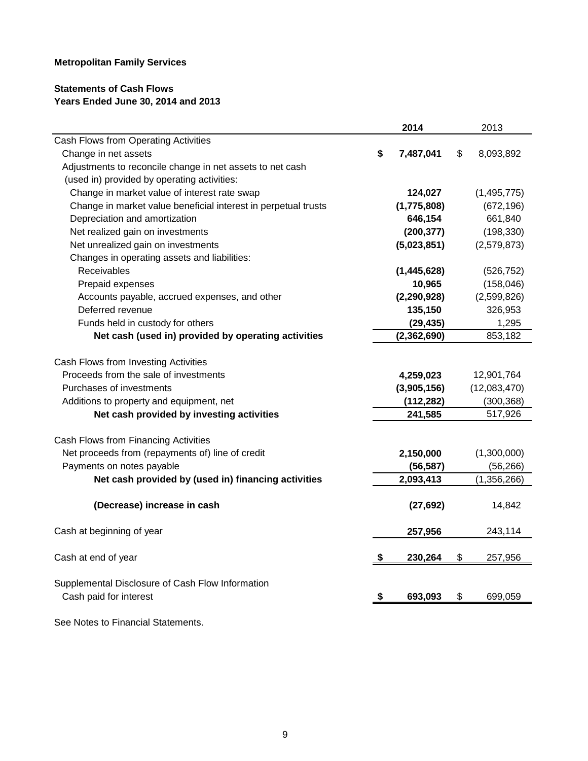**Metropolitan Family Services**

**Statements of Cash Flows**
**Years Ended June 30, 2014 and 2013**

| | 2014 | 2013 |
|---|---|---|
| Cash Flows from Operating Activities | | |
| Change in net assets | $ 7,487,041 | $ 8,093,892 |
| Adjustments to reconcile change in net assets to net cash (used in) provided by operating activities: | | |
| Change in market value of interest rate swap | 124,027 | (1,495,775) |
| Change in market value beneficial interest in perpetual trusts | (1,775,808) | (672,196) |
| Depreciation and amortization | 646,154 | 661,840 |
| Net realized gain on investments | (200,377) | (198,330) |
| Net unrealized gain on investments | (5,023,851) | (2,579,873) |
| Changes in operating assets and liabilities: | | |
| Receivables | (1,445,628) | (526,752) |
| Prepaid expenses | 10,965 | (158,046) |
| Accounts payable, accrued expenses, and other | (2,290,928) | (2,599,826) |
| Deferred revenue | 135,150 | 326,953 |
| Funds held in custody for others | (29,435) | 1,295 |
| **Net cash (used in) provided by operating activities** | (2,362,690) | 853,182 |
| | | |
| Cash Flows from Investing Activities | | |
| Proceeds from the sale of investments | 4,259,023 | 12,901,764 |
| Purchases of investments | (3,905,156) | (12,083,470) |
| Additions to property and equipment, net | (112,282) | (300,368) |
| **Net cash provided by investing activities** | 241,585 | 517,926 |
| | | |
| Cash Flows from Financing Activities | | |
| Net proceeds from (repayments of) line of credit | 2,150,000 | (1,300,000) |
| Payments on notes payable | (56,587) | (56,266) |
| **Net cash provided by (used in) financing activities** | 2,093,413 | (1,356,266) |
| | | |
| **(Decrease) increase in cash** | (27,692) | 14,842 |
| | | |
| Cash at beginning of year | 257,956 | 243,114 |
| | | |
| Cash at end of year | $ 230,264 | $ 257,956 |
| | | |
| Supplemental Disclosure of Cash Flow Information | | |
| Cash paid for interest | $ 693,093 | $ 699,059 |

See Notes to Financial Statements.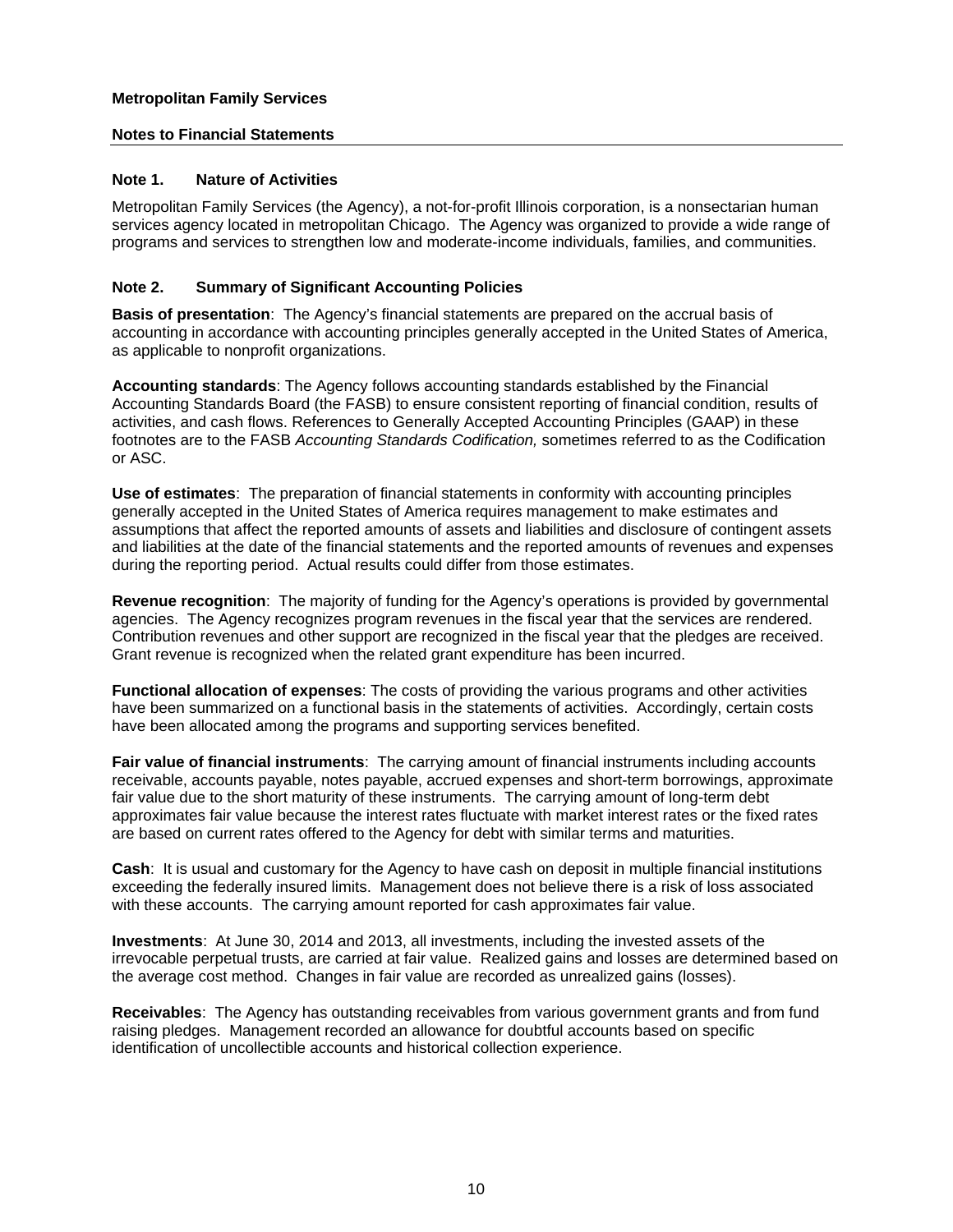**Metropolitan Family Services**

**Notes to Financial Statements**

## Note 1. Nature of Activities

Metropolitan Family Services (the Agency), a not-for-profit Illinois corporation, is a nonsectarian human services agency located in metropolitan Chicago. The Agency was organized to provide a wide range of programs and services to strengthen low and moderate-income individuals, families, and communities.

## Note 2. Summary of Significant Accounting Policies

**Basis of presentation**: The Agency's financial statements are prepared on the accrual basis of accounting in accordance with accounting principles generally accepted in the United States of America, as applicable to nonprofit organizations.

**Accounting standards**: The Agency follows accounting standards established by the Financial Accounting Standards Board (the FASB) to ensure consistent reporting of financial condition, results of activities, and cash flows. References to Generally Accepted Accounting Principles (GAAP) in these footnotes are to the FASB *Accounting Standards Codification,* sometimes referred to as the Codification or ASC.

**Use of estimates**: The preparation of financial statements in conformity with accounting principles generally accepted in the United States of America requires management to make estimates and assumptions that affect the reported amounts of assets and liabilities and disclosure of contingent assets and liabilities at the date of the financial statements and the reported amounts of revenues and expenses during the reporting period. Actual results could differ from those estimates.

**Revenue recognition**: The majority of funding for the Agency's operations is provided by governmental agencies. The Agency recognizes program revenues in the fiscal year that the services are rendered. Contribution revenues and other support are recognized in the fiscal year that the pledges are received. Grant revenue is recognized when the related grant expenditure has been incurred.

**Functional allocation of expenses**: The costs of providing the various programs and other activities have been summarized on a functional basis in the statements of activities. Accordingly, certain costs have been allocated among the programs and supporting services benefited.

**Fair value of financial instruments**: The carrying amount of financial instruments including accounts receivable, accounts payable, notes payable, accrued expenses and short-term borrowings, approximate fair value due to the short maturity of these instruments. The carrying amount of long-term debt approximates fair value because the interest rates fluctuate with market interest rates or the fixed rates are based on current rates offered to the Agency for debt with similar terms and maturities.

**Cash**: It is usual and customary for the Agency to have cash on deposit in multiple financial institutions exceeding the federally insured limits. Management does not believe there is a risk of loss associated with these accounts. The carrying amount reported for cash approximates fair value.

**Investments**: At June 30, 2014 and 2013, all investments, including the invested assets of the irrevocable perpetual trusts, are carried at fair value. Realized gains and losses are determined based on the average cost method. Changes in fair value are recorded as unrealized gains (losses).

**Receivables**: The Agency has outstanding receivables from various government grants and from fund raising pledges. Management recorded an allowance for doubtful accounts based on specific identification of uncollectible accounts and historical collection experience.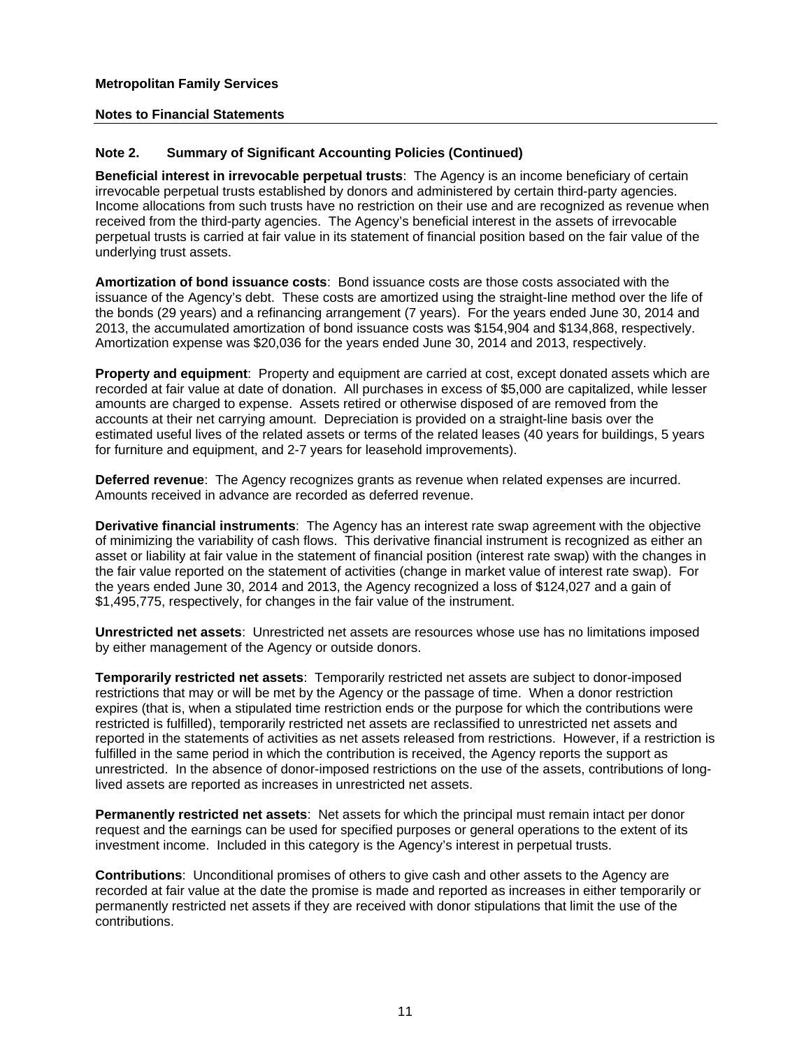**Metropolitan Family Services**

**Notes to Financial Statements**

**Note 2. Summary of Significant Accounting Policies (Continued)**

**Beneficial interest in irrevocable perpetual trusts**: The Agency is an income beneficiary of certain irrevocable perpetual trusts established by donors and administered by certain third-party agencies. Income allocations from such trusts have no restriction on their use and are recognized as revenue when received from the third-party agencies. The Agency's beneficial interest in the assets of irrevocable perpetual trusts is carried at fair value in its statement of financial position based on the fair value of the underlying trust assets.

**Amortization of bond issuance costs**: Bond issuance costs are those costs associated with the issuance of the Agency's debt. These costs are amortized using the straight-line method over the life of the bonds (29 years) and a refinancing arrangement (7 years). For the years ended June 30, 2014 and 2013, the accumulated amortization of bond issuance costs was $154,904 and $134,868, respectively. Amortization expense was $20,036 for the years ended June 30, 2014 and 2013, respectively.

**Property and equipment**: Property and equipment are carried at cost, except donated assets which are recorded at fair value at date of donation. All purchases in excess of $5,000 are capitalized, while lesser amounts are charged to expense. Assets retired or otherwise disposed of are removed from the accounts at their net carrying amount. Depreciation is provided on a straight-line basis over the estimated useful lives of the related assets or terms of the related leases (40 years for buildings, 5 years for furniture and equipment, and 2-7 years for leasehold improvements).

**Deferred revenue**: The Agency recognizes grants as revenue when related expenses are incurred. Amounts received in advance are recorded as deferred revenue.

**Derivative financial instruments**: The Agency has an interest rate swap agreement with the objective of minimizing the variability of cash flows. This derivative financial instrument is recognized as either an asset or liability at fair value in the statement of financial position (interest rate swap) with the changes in the fair value reported on the statement of activities (change in market value of interest rate swap). For the years ended June 30, 2014 and 2013, the Agency recognized a loss of $124,027 and a gain of $1,495,775, respectively, for changes in the fair value of the instrument.

**Unrestricted net assets**: Unrestricted net assets are resources whose use has no limitations imposed by either management of the Agency or outside donors.

**Temporarily restricted net assets**: Temporarily restricted net assets are subject to donor-imposed restrictions that may or will be met by the Agency or the passage of time. When a donor restriction expires (that is, when a stipulated time restriction ends or the purpose for which the contributions were restricted is fulfilled), temporarily restricted net assets are reclassified to unrestricted net assets and reported in the statements of activities as net assets released from restrictions. However, if a restriction is fulfilled in the same period in which the contribution is received, the Agency reports the support as unrestricted. In the absence of donor-imposed restrictions on the use of the assets, contributions of long-lived assets are reported as increases in unrestricted net assets.

**Permanently restricted net assets**: Net assets for which the principal must remain intact per donor request and the earnings can be used for specified purposes or general operations to the extent of its investment income. Included in this category is the Agency's interest in perpetual trusts.

**Contributions**: Unconditional promises of others to give cash and other assets to the Agency are recorded at fair value at the date the promise is made and reported as increases in either temporarily or permanently restricted net assets if they are received with donor stipulations that limit the use of the contributions.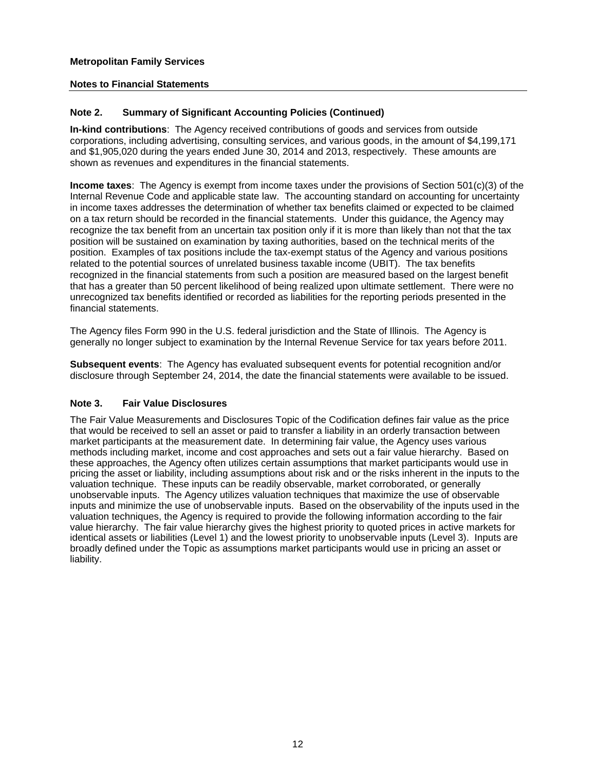**Metropolitan Family Services**

**Notes to Financial Statements**

## Note 2. Summary of Significant Accounting Policies (Continued)

**In-kind contributions**: The Agency received contributions of goods and services from outside corporations, including advertising, consulting services, and various goods, in the amount of $4,199,171 and $1,905,020 during the years ended June 30, 2014 and 2013, respectively. These amounts are shown as revenues and expenditures in the financial statements.

**Income taxes**: The Agency is exempt from income taxes under the provisions of Section 501(c)(3) of the Internal Revenue Code and applicable state law. The accounting standard on accounting for uncertainty in income taxes addresses the determination of whether tax benefits claimed or expected to be claimed on a tax return should be recorded in the financial statements. Under this guidance, the Agency may recognize the tax benefit from an uncertain tax position only if it is more than likely than not that the tax position will be sustained on examination by taxing authorities, based on the technical merits of the position. Examples of tax positions include the tax-exempt status of the Agency and various positions related to the potential sources of unrelated business taxable income (UBIT). The tax benefits recognized in the financial statements from such a position are measured based on the largest benefit that has a greater than 50 percent likelihood of being realized upon ultimate settlement. There were no unrecognized tax benefits identified or recorded as liabilities for the reporting periods presented in the financial statements.

The Agency files Form 990 in the U.S. federal jurisdiction and the State of Illinois. The Agency is generally no longer subject to examination by the Internal Revenue Service for tax years before 2011.

**Subsequent events**: The Agency has evaluated subsequent events for potential recognition and/or disclosure through September 24, 2014, the date the financial statements were available to be issued.

## Note 3. Fair Value Disclosures

The Fair Value Measurements and Disclosures Topic of the Codification defines fair value as the price that would be received to sell an asset or paid to transfer a liability in an orderly transaction between market participants at the measurement date. In determining fair value, the Agency uses various methods including market, income and cost approaches and sets out a fair value hierarchy. Based on these approaches, the Agency often utilizes certain assumptions that market participants would use in pricing the asset or liability, including assumptions about risk and or the risks inherent in the inputs to the valuation technique. These inputs can be readily observable, market corroborated, or generally unobservable inputs. The Agency utilizes valuation techniques that maximize the use of observable inputs and minimize the use of unobservable inputs. Based on the observability of the inputs used in the valuation techniques, the Agency is required to provide the following information according to the fair value hierarchy. The fair value hierarchy gives the highest priority to quoted prices in active markets for identical assets or liabilities (Level 1) and the lowest priority to unobservable inputs (Level 3). Inputs are broadly defined under the Topic as assumptions market participants would use in pricing an asset or liability.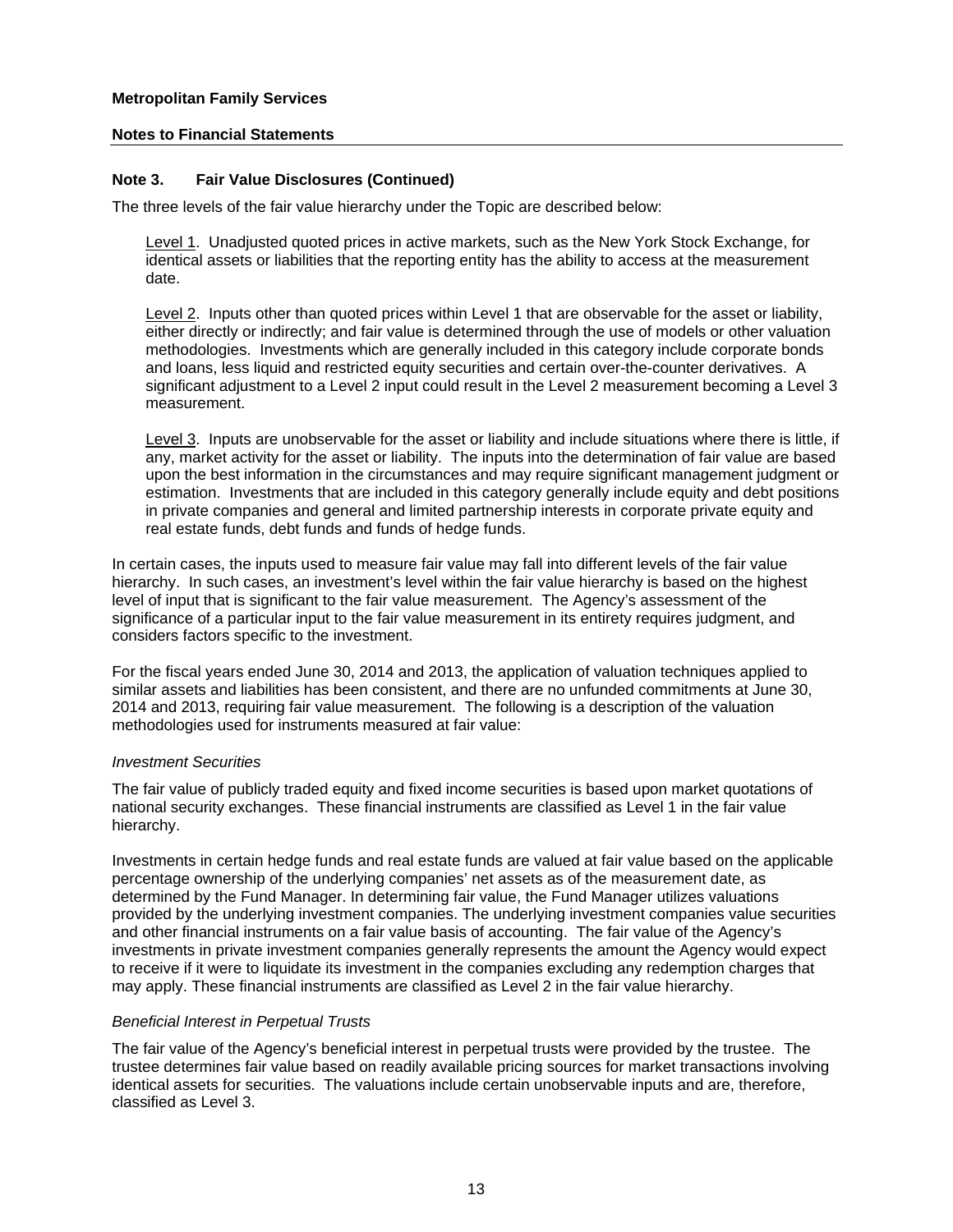## Note 3. Fair Value Disclosures (Continued)

The three levels of the fair value hierarchy under the Topic are described below:

Level 1. Unadjusted quoted prices in active markets, such as the New York Stock Exchange, for identical assets or liabilities that the reporting entity has the ability to access at the measurement date.

Level 2. Inputs other than quoted prices within Level 1 that are observable for the asset or liability, either directly or indirectly; and fair value is determined through the use of models or other valuation methodologies. Investments which are generally included in this category include corporate bonds and loans, less liquid and restricted equity securities and certain over-the-counter derivatives. A significant adjustment to a Level 2 input could result in the Level 2 measurement becoming a Level 3 measurement.

Level 3. Inputs are unobservable for the asset or liability and include situations where there is little, if any, market activity for the asset or liability. The inputs into the determination of fair value are based upon the best information in the circumstances and may require significant management judgment or estimation. Investments that are included in this category generally include equity and debt positions in private companies and general and limited partnership interests in corporate private equity and real estate funds, debt funds and funds of hedge funds.

In certain cases, the inputs used to measure fair value may fall into different levels of the fair value hierarchy. In such cases, an investment's level within the fair value hierarchy is based on the highest level of input that is significant to the fair value measurement. The Agency's assessment of the significance of a particular input to the fair value measurement in its entirety requires judgment, and considers factors specific to the investment.

For the fiscal years ended June 30, 2014 and 2013, the application of valuation techniques applied to similar assets and liabilities has been consistent, and there are no unfunded commitments at June 30, 2014 and 2013, requiring fair value measurement. The following is a description of the valuation methodologies used for instruments measured at fair value:

*Investment Securities*

The fair value of publicly traded equity and fixed income securities is based upon market quotations of national security exchanges. These financial instruments are classified as Level 1 in the fair value hierarchy.

Investments in certain hedge funds and real estate funds are valued at fair value based on the applicable percentage ownership of the underlying companies' net assets as of the measurement date, as determined by the Fund Manager. In determining fair value, the Fund Manager utilizes valuations provided by the underlying investment companies. The underlying investment companies value securities and other financial instruments on a fair value basis of accounting. The fair value of the Agency's investments in private investment companies generally represents the amount the Agency would expect to receive if it were to liquidate its investment in the companies excluding any redemption charges that may apply. These financial instruments are classified as Level 2 in the fair value hierarchy.

*Beneficial Interest in Perpetual Trusts*

The fair value of the Agency's beneficial interest in perpetual trusts were provided by the trustee. The trustee determines fair value based on readily available pricing sources for market transactions involving identical assets for securities. The valuations include certain unobservable inputs and are, therefore, classified as Level 3.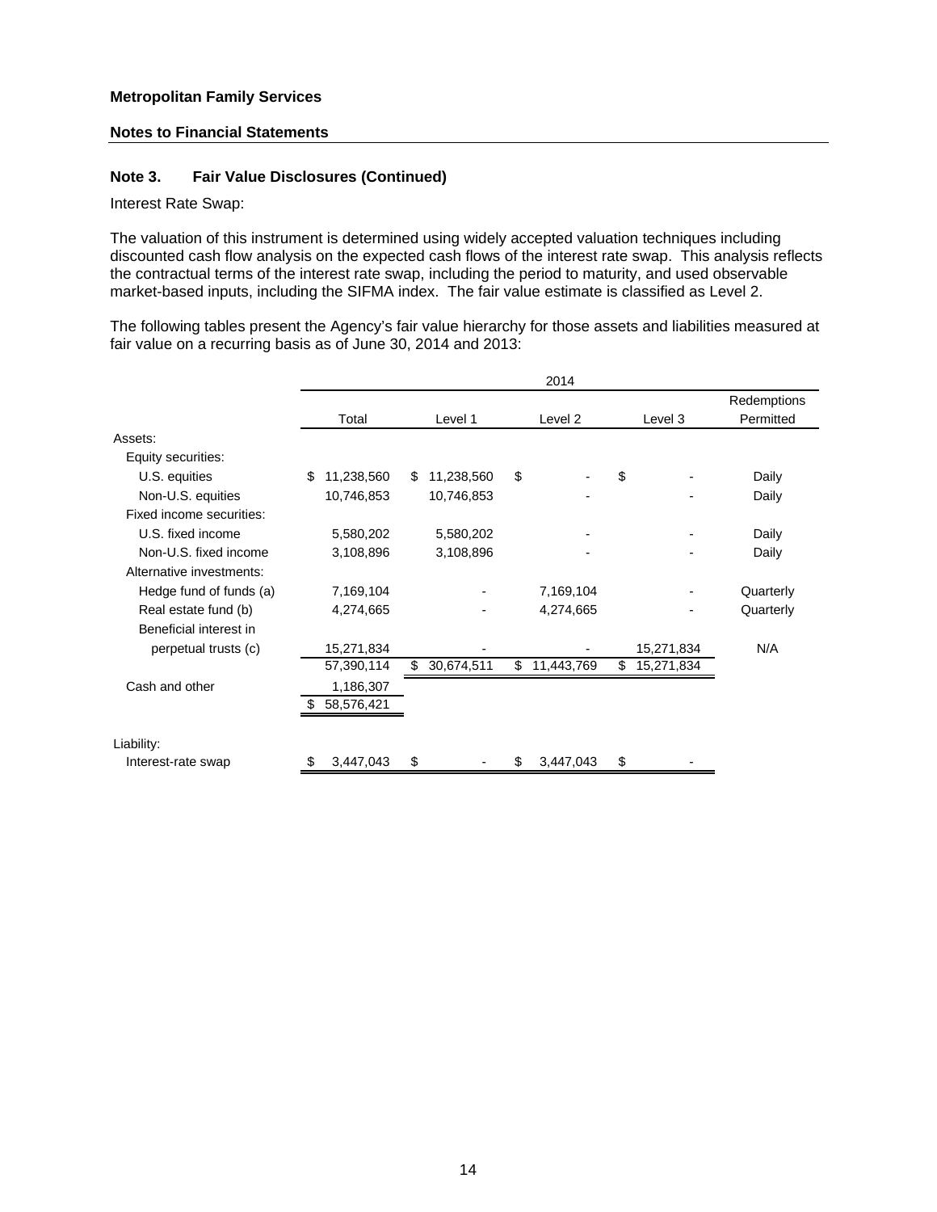**Metropolitan Family Services**

**Notes to Financial Statements**

### Note 3. Fair Value Disclosures (Continued)

Interest Rate Swap:

The valuation of this instrument is determined using widely accepted valuation techniques including discounted cash flow analysis on the expected cash flows of the interest rate swap. This analysis reflects the contractual terms of the interest rate swap, including the period to maturity, and used observable market-based inputs, including the SIFMA index. The fair value estimate is classified as Level 2.

The following tables present the Agency's fair value hierarchy for those assets and liabilities measured at fair value on a recurring basis as of June 30, 2014 and 2013:

| | 2014 | | | | |
|---|---|---|---|---|---|
| | Total | Level 1 | Level 2 | Level 3 | Redemptions Permitted |
| Assets: | | | | | |
| Equity securities: | | | | | |
| U.S. equities | $ 11,238,560 | $ 11,238,560 | $ - | $ - | Daily |
| Non-U.S. equities | 10,746,853 | 10,746,853 | - | - | Daily |
| Fixed income securities: | | | | | |
| U.S. fixed income | 5,580,202 | 5,580,202 | - | - | Daily |
| Non-U.S. fixed income | 3,108,896 | 3,108,896 | - | - | Daily |
| Alternative investments: | | | | | |
| Hedge fund of funds (a) | 7,169,104 | - | 7,169,104 | - | Quarterly |
| Real estate fund (b) | 4,274,665 | - | 4,274,665 | - | Quarterly |
| Beneficial interest in perpetual trusts (c) | 15,271,834 | - | - | 15,271,834 | N/A |
| | 57,390,114 | $ 30,674,511 | $ 11,443,769 | $ 15,271,834 | |
| Cash and other | 1,186,307 | | | | |
| | $ 58,576,421 | | | | |
| Liability: | | | | | |
| Interest-rate swap | $ 3,447,043 | $ - | $ 3,447,043 | $ - | |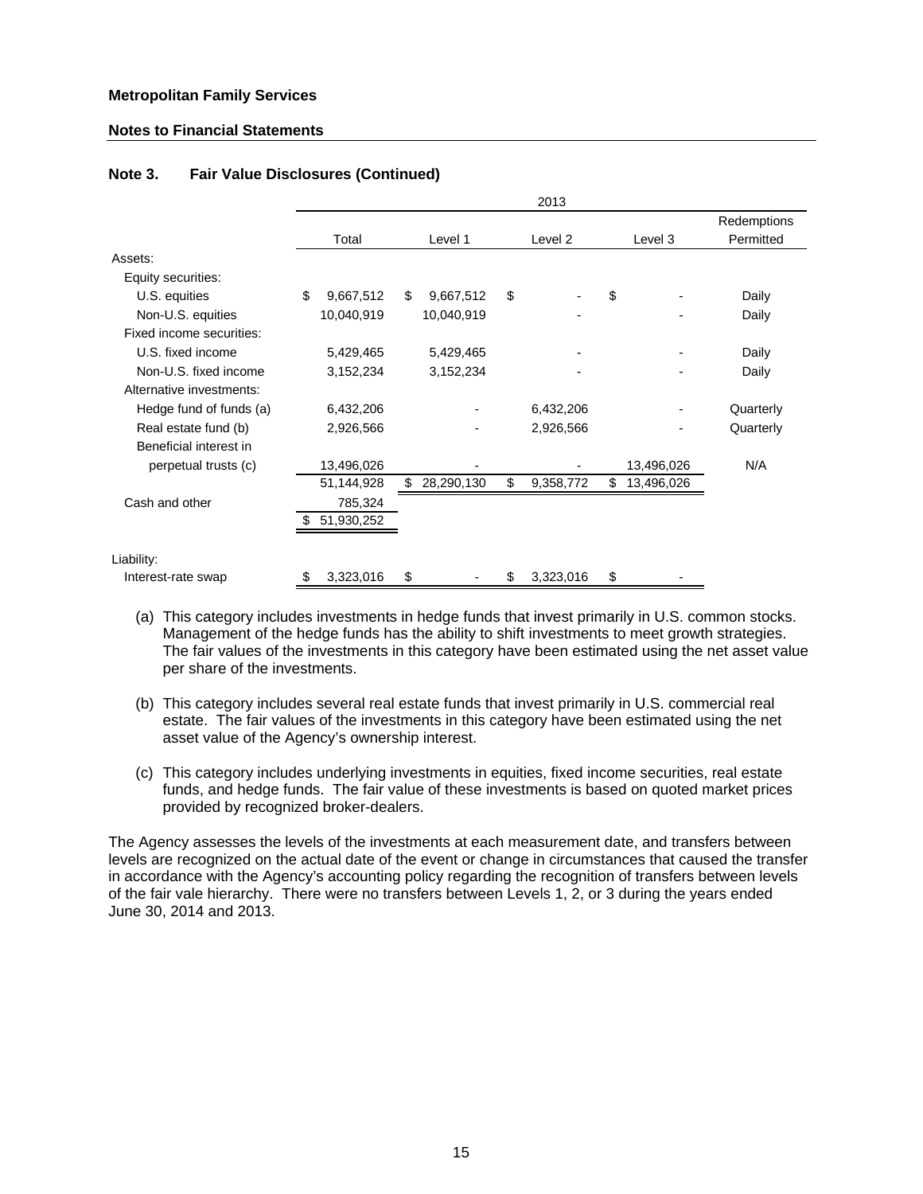**Metropolitan Family Services**

**Notes to Financial Statements**

## Note 3. Fair Value Disclosures (Continued)

| | 2013 | | | | |
|---|---|---|---|---|---|
| | Total | Level 1 | Level 2 | Level 3 | Redemptions Permitted |
| Assets: | | | | | |
| Equity securities: | | | | | |
| U.S. equities | $ 9,667,512 | $ 9,667,512 | $ - | $ - | Daily |
| Non-U.S. equities | 10,040,919 | 10,040,919 | - | - | Daily |
| Fixed income securities: | | | | | |
| U.S. fixed income | 5,429,465 | 5,429,465 | - | - | Daily |
| Non-U.S. fixed income | 3,152,234 | 3,152,234 | - | - | Daily |
| Alternative investments: | | | | | |
| Hedge fund of funds (a) | 6,432,206 | - | 6,432,206 | - | Quarterly |
| Real estate fund (b) | 2,926,566 | - | 2,926,566 | - | Quarterly |
| Beneficial interest in perpetual trusts (c) | 13,496,026 | - | - | 13,496,026 | N/A |
| | 51,144,928 | $ 28,290,130 | $ 9,358,772 | $ 13,496,026 | |
| Cash and other | 785,324 | | | | |
| | $ 51,930,252 | | | | |
| Liability: | | | | | |
| Interest-rate swap | $ 3,323,016 | $ - | $ 3,323,016 | $ - | |

(a) This category includes investments in hedge funds that invest primarily in U.S. common stocks. Management of the hedge funds has the ability to shift investments to meet growth strategies. The fair values of the investments in this category have been estimated using the net asset value per share of the investments.

(b) This category includes several real estate funds that invest primarily in U.S. commercial real estate. The fair values of the investments in this category have been estimated using the net asset value of the Agency's ownership interest.

(c) This category includes underlying investments in equities, fixed income securities, real estate funds, and hedge funds. The fair value of these investments is based on quoted market prices provided by recognized broker-dealers.

The Agency assesses the levels of the investments at each measurement date, and transfers between levels are recognized on the actual date of the event or change in circumstances that caused the transfer in accordance with the Agency's accounting policy regarding the recognition of transfers between levels of the fair vale hierarchy. There were no transfers between Levels 1, 2, or 3 during the years ended June 30, 2014 and 2013.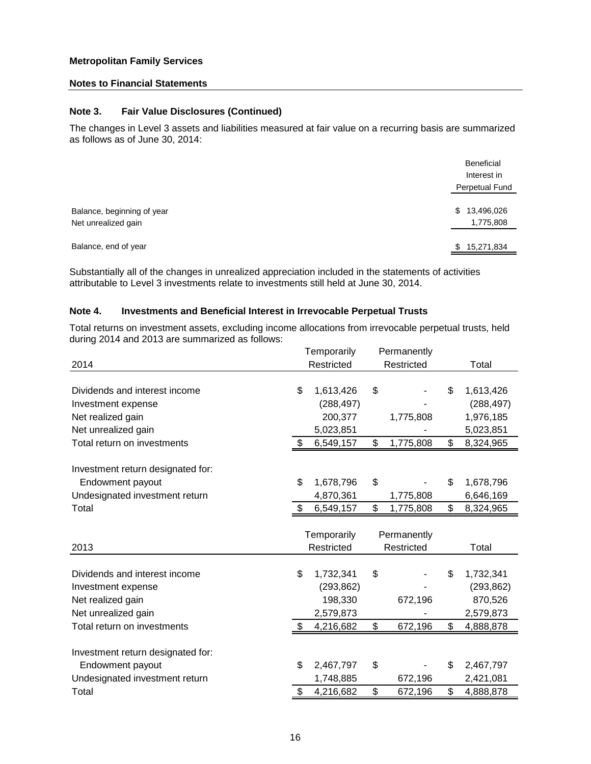**Metropolitan Family Services**

**Notes to Financial Statements**

### Note 3. Fair Value Disclosures (Continued)

The changes in Level 3 assets and liabilities measured at fair value on a recurring basis are summarized as follows as of June 30, 2014:

| | Beneficial Interest in Perpetual Fund |
|---|---|
| Balance, beginning of year | $ 13,496,026 |
| Net unrealized gain | 1,775,808 |
| Balance, end of year | $ 15,271,834 |

Substantially all of the changes in unrealized appreciation included in the statements of activities attributable to Level 3 investments relate to investments still held at June 30, 2014.

### Note 4. Investments and Beneficial Interest in Irrevocable Perpetual Trusts

Total returns on investment assets, excluding income allocations from irrevocable perpetual trusts, held during 2014 and 2013 are summarized as follows:

| 2014 | Temporarily Restricted | Permanently Restricted | Total |
|---|---|---|---|
| Dividends and interest income | $ 1,613,426 | $ - | $ 1,613,426 |
| Investment expense | (288,497) | - | (288,497) |
| Net realized gain | 200,377 | 1,775,808 | 1,976,185 |
| Net unrealized gain | 5,023,851 | - | 5,023,851 |
| Total return on investments | $ 6,549,157 | $ 1,775,808 | $ 8,324,965 |
| Investment return designated for: | | | |
| Endowment payout | $ 1,678,796 | $ - | $ 1,678,796 |
| Undesignated investment return | 4,870,361 | 1,775,808 | 6,646,169 |
| Total | $ 6,549,157 | $ 1,775,808 | $ 8,324,965 |

| 2013 | Temporarily Restricted | Permanently Restricted | Total |
|---|---|---|---|
| Dividends and interest income | $ 1,732,341 | $ - | $ 1,732,341 |
| Investment expense | (293,862) | - | (293,862) |
| Net realized gain | 198,330 | 672,196 | 870,526 |
| Net unrealized gain | 2,579,873 | - | 2,579,873 |
| Total return on investments | $ 4,216,682 | $ 672,196 | $ 4,888,878 |
| Investment return designated for: | | | |
| Endowment payout | $ 2,467,797 | $ - | $ 2,467,797 |
| Undesignated investment return | 1,748,885 | 672,196 | 2,421,081 |
| Total | $ 4,216,682 | $ 672,196 | $ 4,888,878 |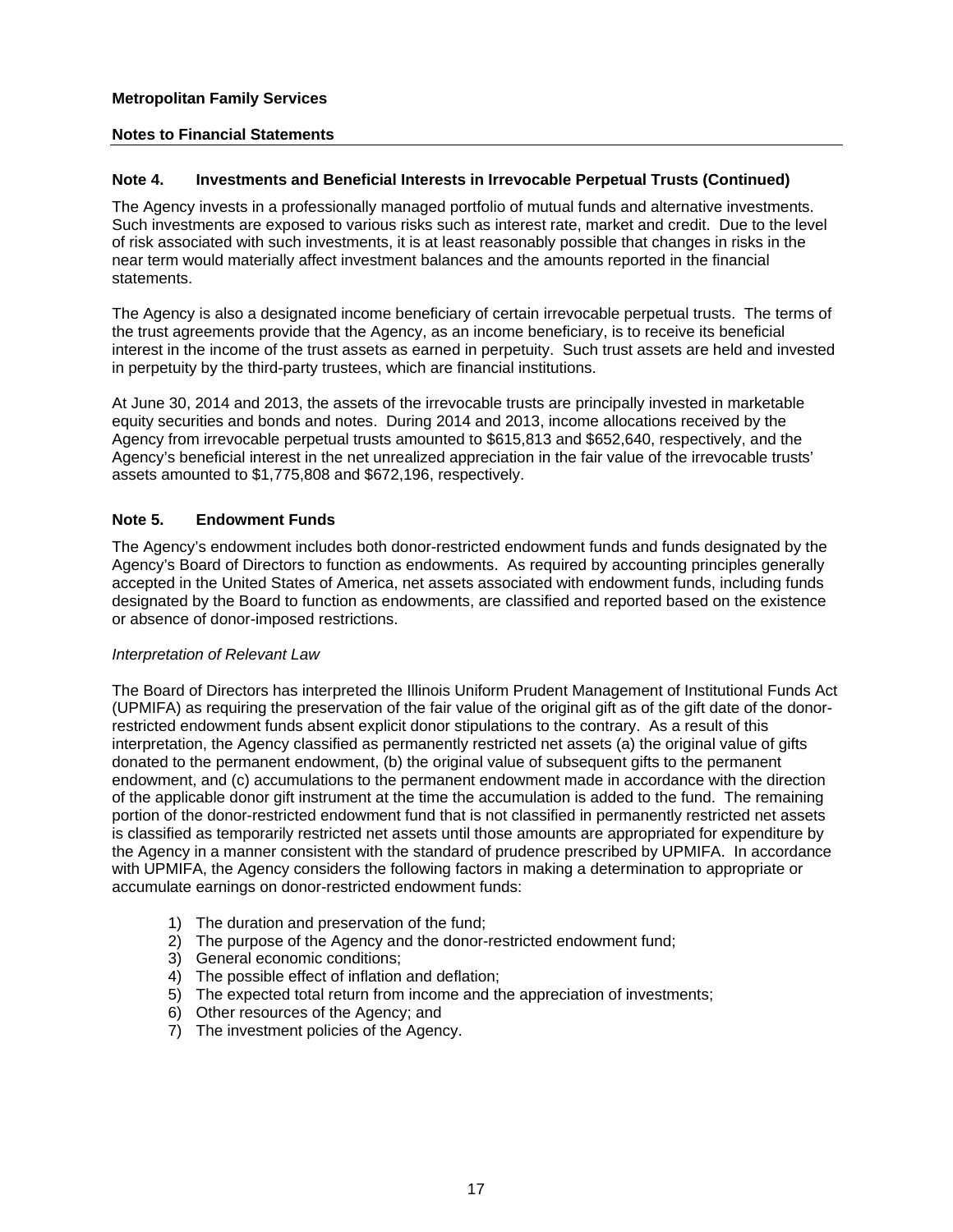## Note 4. Investments and Beneficial Interests in Irrevocable Perpetual Trusts (Continued)

The Agency invests in a professionally managed portfolio of mutual funds and alternative investments. Such investments are exposed to various risks such as interest rate, market and credit. Due to the level of risk associated with such investments, it is at least reasonably possible that changes in risks in the near term would materially affect investment balances and the amounts reported in the financial statements.

The Agency is also a designated income beneficiary of certain irrevocable perpetual trusts. The terms of the trust agreements provide that the Agency, as an income beneficiary, is to receive its beneficial interest in the income of the trust assets as earned in perpetuity. Such trust assets are held and invested in perpetuity by the third-party trustees, which are financial institutions.

At June 30, 2014 and 2013, the assets of the irrevocable trusts are principally invested in marketable equity securities and bonds and notes. During 2014 and 2013, income allocations received by the Agency from irrevocable perpetual trusts amounted to $615,813 and $652,640, respectively, and the Agency's beneficial interest in the net unrealized appreciation in the fair value of the irrevocable trusts' assets amounted to $1,775,808 and $672,196, respectively.

## Note 5. Endowment Funds

The Agency's endowment includes both donor-restricted endowment funds and funds designated by the Agency's Board of Directors to function as endowments. As required by accounting principles generally accepted in the United States of America, net assets associated with endowment funds, including funds designated by the Board to function as endowments, are classified and reported based on the existence or absence of donor-imposed restrictions.

*Interpretation of Relevant Law*

The Board of Directors has interpreted the Illinois Uniform Prudent Management of Institutional Funds Act (UPMIFA) as requiring the preservation of the fair value of the original gift as of the gift date of the donor-restricted endowment funds absent explicit donor stipulations to the contrary. As a result of this interpretation, the Agency classified as permanently restricted net assets (a) the original value of gifts donated to the permanent endowment, (b) the original value of subsequent gifts to the permanent endowment, and (c) accumulations to the permanent endowment made in accordance with the direction of the applicable donor gift instrument at the time the accumulation is added to the fund. The remaining portion of the donor-restricted endowment fund that is not classified in permanently restricted net assets is classified as temporarily restricted net assets until those amounts are appropriated for expenditure by the Agency in a manner consistent with the standard of prudence prescribed by UPMIFA. In accordance with UPMIFA, the Agency considers the following factors in making a determination to appropriate or accumulate earnings on donor-restricted endowment funds:

1) The duration and preservation of the fund;
2) The purpose of the Agency and the donor-restricted endowment fund;
3) General economic conditions;
4) The possible effect of inflation and deflation;
5) The expected total return from income and the appreciation of investments;
6) Other resources of the Agency; and
7) The investment policies of the Agency.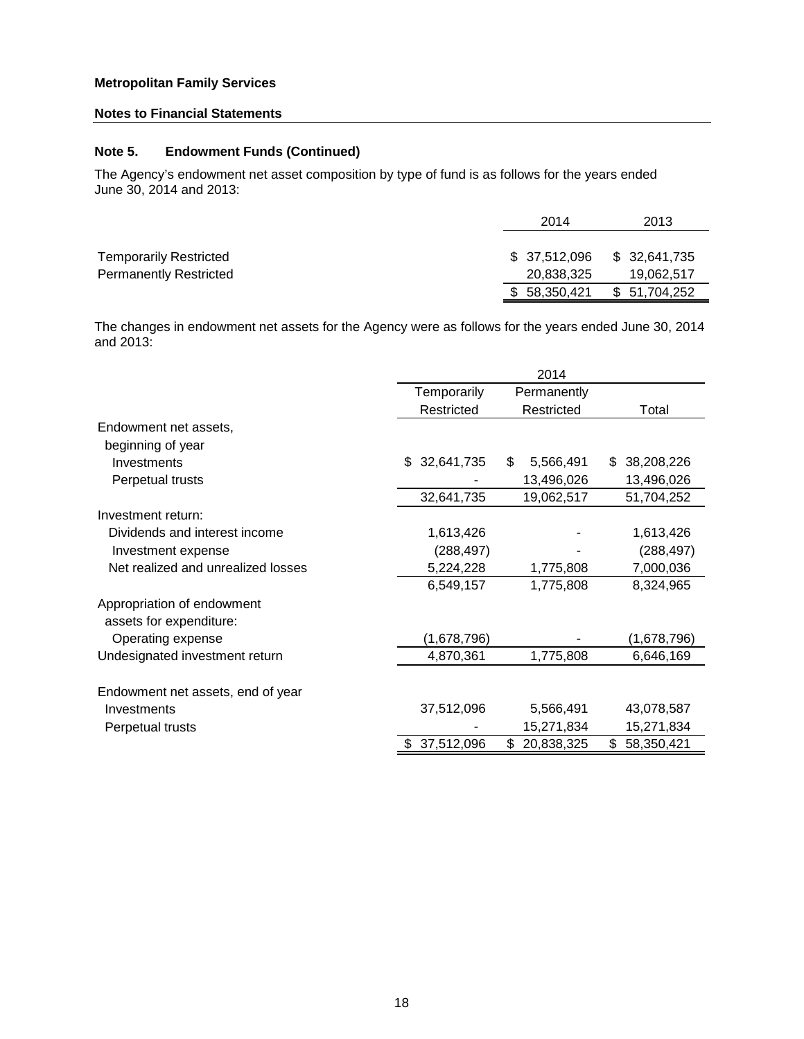**Metropolitan Family Services**

**Notes to Financial Statements**

## Note 5. Endowment Funds (Continued)

The Agency's endowment net asset composition by type of fund is as follows for the years ended June 30, 2014 and 2013:

| | 2014 | 2013 |
|---|---|---|
| Temporarily Restricted | $ 37,512,096 | $ 32,641,735 |
| Permanently Restricted | 20,838,325 | 19,062,517 |
| | $ 58,350,421 | $ 51,704,252 |

The changes in endowment net assets for the Agency were as follows for the years ended June 30, 2014 and 2013:

| | 2014 | | |
|---|---|---|---|
| | Temporarily Restricted | Permanently Restricted | Total |
| Endowment net assets, beginning of year | | | |
| Investments | $ 32,641,735 | $ 5,566,491 | $ 38,208,226 |
| Perpetual trusts | - | 13,496,026 | 13,496,026 |
| | 32,641,735 | 19,062,517 | 51,704,252 |
| Investment return: | | | |
| Dividends and interest income | 1,613,426 | - | 1,613,426 |
| Investment expense | (288,497) | - | (288,497) |
| Net realized and unrealized losses | 5,224,228 | 1,775,808 | 7,000,036 |
| | 6,549,157 | 1,775,808 | 8,324,965 |
| Appropriation of endowment assets for expenditure: | | | |
| Operating expense | (1,678,796) | - | (1,678,796) |
| Undesignated investment return | 4,870,361 | 1,775,808 | 6,646,169 |
| Endowment net assets, end of year | | | |
| Investments | 37,512,096 | 5,566,491 | 43,078,587 |
| Perpetual trusts | - | 15,271,834 | 15,271,834 |
| | $ 37,512,096 | $ 20,838,325 | $ 58,350,421 |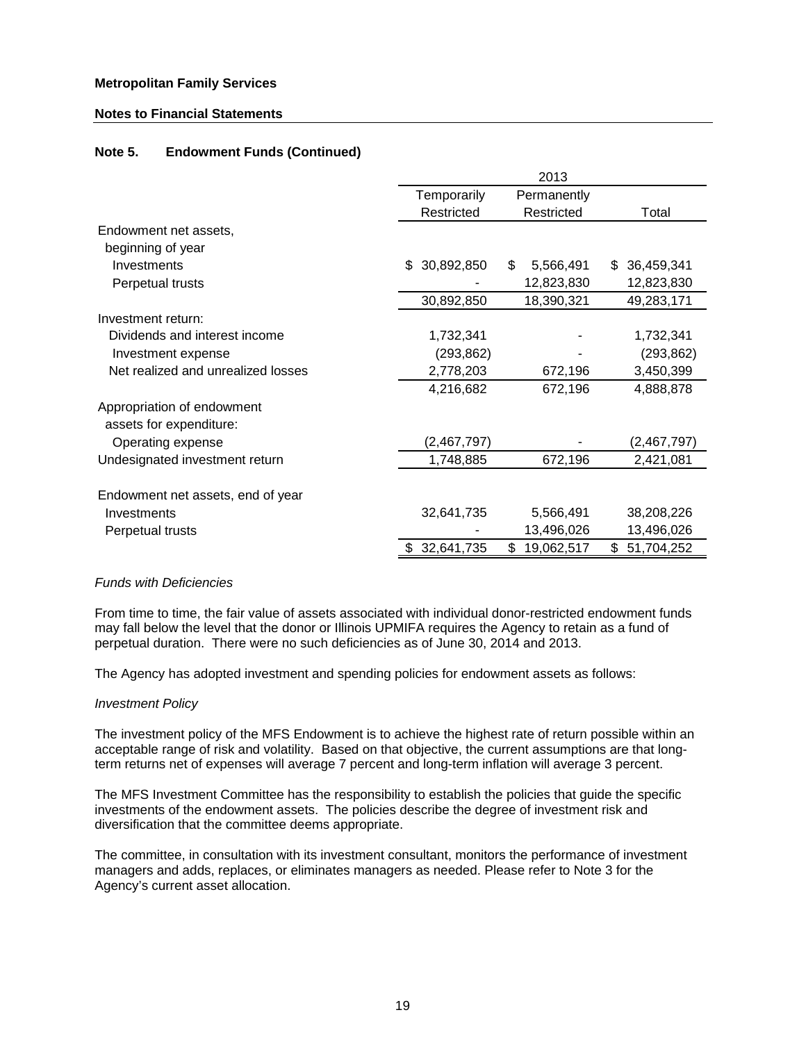**Metropolitan Family Services**

**Notes to Financial Statements**

## Note 5. Endowment Funds (Continued)

| | 2013 | | |
|---|---|---|---|
| | Temporarily Restricted | Permanently Restricted | Total |
| Endowment net assets, beginning of year | | | |
| Investments | $ 30,892,850 | $ 5,566,491 | $ 36,459,341 |
| Perpetual trusts | - | 12,823,830 | 12,823,830 |
| | 30,892,850 | 18,390,321 | 49,283,171 |
| Investment return: | | | |
| Dividends and interest income | 1,732,341 | - | 1,732,341 |
| Investment expense | (293,862) | - | (293,862) |
| Net realized and unrealized losses | 2,778,203 | 672,196 | 3,450,399 |
| | 4,216,682 | 672,196 | 4,888,878 |
| Appropriation of endowment assets for expenditure: | | | |
| Operating expense | (2,467,797) | - | (2,467,797) |
| Undesignated investment return | 1,748,885 | 672,196 | 2,421,081 |
| Endowment net assets, end of year | | | |
| Investments | 32,641,735 | 5,566,491 | 38,208,226 |
| Perpetual trusts | - | 13,496,026 | 13,496,026 |
| | $ 32,641,735 | $ 19,062,517 | $ 51,704,252 |

*Funds with Deficiencies*

From time to time, the fair value of assets associated with individual donor-restricted endowment funds may fall below the level that the donor or Illinois UPMIFA requires the Agency to retain as a fund of perpetual duration. There were no such deficiencies as of June 30, 2014 and 2013.

The Agency has adopted investment and spending policies for endowment assets as follows:

*Investment Policy*

The investment policy of the MFS Endowment is to achieve the highest rate of return possible within an acceptable range of risk and volatility. Based on that objective, the current assumptions are that long-term returns net of expenses will average 7 percent and long-term inflation will average 3 percent.

The MFS Investment Committee has the responsibility to establish the policies that guide the specific investments of the endowment assets. The policies describe the degree of investment risk and diversification that the committee deems appropriate.

The committee, in consultation with its investment consultant, monitors the performance of investment managers and adds, replaces, or eliminates managers as needed. Please refer to Note 3 for the Agency's current asset allocation.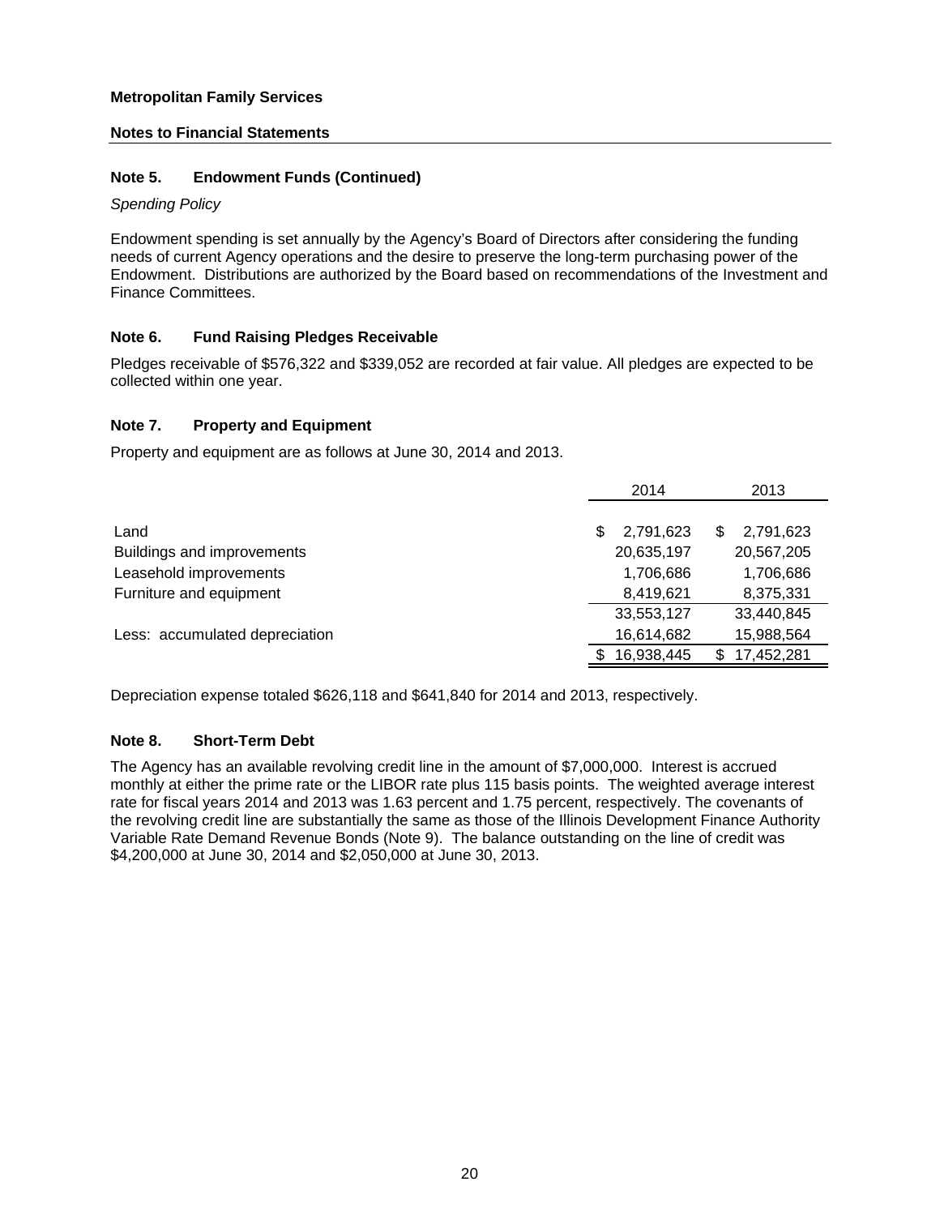**Metropolitan Family Services**

**Notes to Financial Statements**

### Note 5. Endowment Funds (Continued)

*Spending Policy*

Endowment spending is set annually by the Agency's Board of Directors after considering the funding needs of current Agency operations and the desire to preserve the long-term purchasing power of the Endowment. Distributions are authorized by the Board based on recommendations of the Investment and Finance Committees.

### Note 6. Fund Raising Pledges Receivable

Pledges receivable of $576,322 and $339,052 are recorded at fair value. All pledges are expected to be collected within one year.

### Note 7. Property and Equipment

Property and equipment are as follows at June 30, 2014 and 2013.

| | 2014 | 2013 |
|---|---|---|
| Land | $ 2,791,623 | $ 2,791,623 |
| Buildings and improvements | 20,635,197 | 20,567,205 |
| Leasehold improvements | 1,706,686 | 1,706,686 |
| Furniture and equipment | 8,419,621 | 8,375,331 |
| | 33,553,127 | 33,440,845 |
| Less: accumulated depreciation | 16,614,682 | 15,988,564 |
| | $ 16,938,445 | $ 17,452,281 |

Depreciation expense totaled $626,118 and $641,840 for 2014 and 2013, respectively.

### Note 8. Short-Term Debt

The Agency has an available revolving credit line in the amount of $7,000,000. Interest is accrued monthly at either the prime rate or the LIBOR rate plus 115 basis points. The weighted average interest rate for fiscal years 2014 and 2013 was 1.63 percent and 1.75 percent, respectively. The covenants of the revolving credit line are substantially the same as those of the Illinois Development Finance Authority Variable Rate Demand Revenue Bonds (Note 9). The balance outstanding on the line of credit was $4,200,000 at June 30, 2014 and $2,050,000 at June 30, 2013.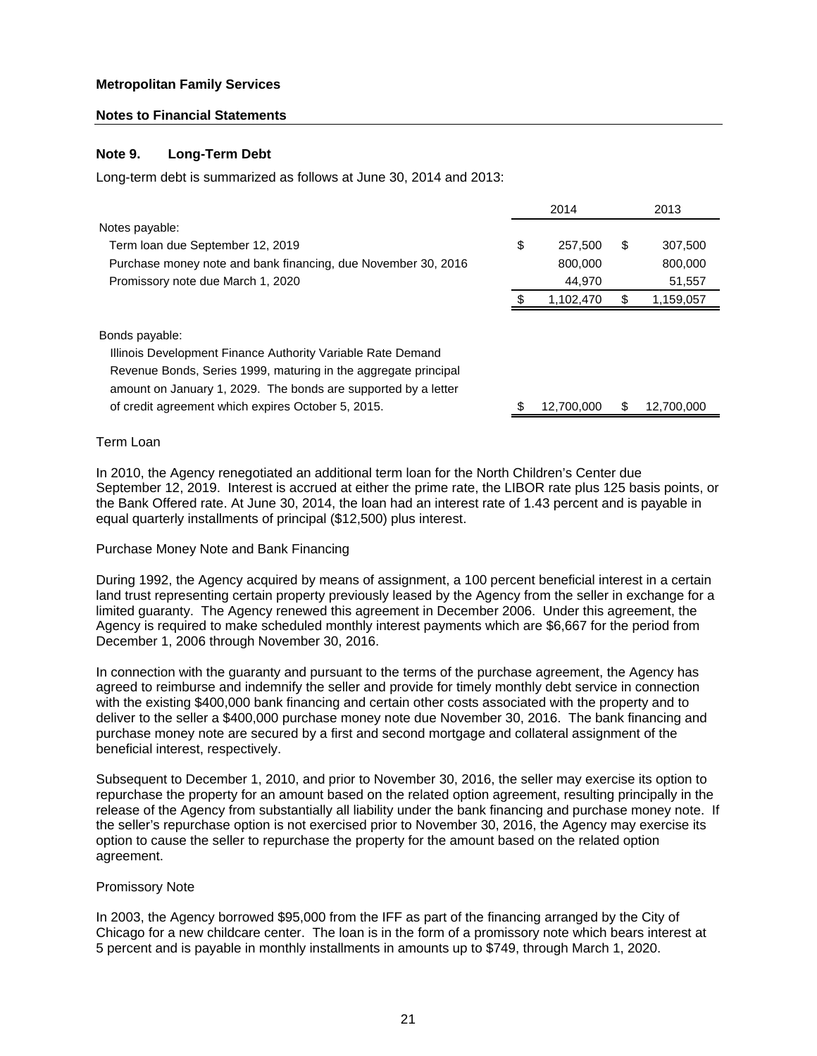**Metropolitan Family Services**

**Notes to Financial Statements**

## Note 9. Long-Term Debt

Long-term debt is summarized as follows at June 30, 2014 and 2013:

| | 2014 | 2013 |
|---|---|---|
| Notes payable: | | |
| Term loan due September 12, 2019 | $ 257,500 | $ 307,500 |
| Purchase money note and bank financing, due November 30, 2016 | 800,000 | 800,000 |
| Promissory note due March 1, 2020 | 44,970 | 51,557 |
| | $ 1,102,470 | $ 1,159,057 |
| | | |
| Bonds payable: | | |
| Illinois Development Finance Authority Variable Rate Demand Revenue Bonds, Series 1999, maturing in the aggregate principal amount on January 1, 2029. The bonds are supported by a letter of credit agreement which expires October 5, 2015. | $ 12,700,000 | $ 12,700,000 |

Term Loan

In 2010, the Agency renegotiated an additional term loan for the North Children's Center due September 12, 2019. Interest is accrued at either the prime rate, the LIBOR rate plus 125 basis points, or the Bank Offered rate. At June 30, 2014, the loan had an interest rate of 1.43 percent and is payable in equal quarterly installments of principal ($12,500) plus interest.

Purchase Money Note and Bank Financing

During 1992, the Agency acquired by means of assignment, a 100 percent beneficial interest in a certain land trust representing certain property previously leased by the Agency from the seller in exchange for a limited guaranty. The Agency renewed this agreement in December 2006. Under this agreement, the Agency is required to make scheduled monthly interest payments which are $6,667 for the period from December 1, 2006 through November 30, 2016.

In connection with the guaranty and pursuant to the terms of the purchase agreement, the Agency has agreed to reimburse and indemnify the seller and provide for timely monthly debt service in connection with the existing $400,000 bank financing and certain other costs associated with the property and to deliver to the seller a $400,000 purchase money note due November 30, 2016. The bank financing and purchase money note are secured by a first and second mortgage and collateral assignment of the beneficial interest, respectively.

Subsequent to December 1, 2010, and prior to November 30, 2016, the seller may exercise its option to repurchase the property for an amount based on the related option agreement, resulting principally in the release of the Agency from substantially all liability under the bank financing and purchase money note. If the seller's repurchase option is not exercised prior to November 30, 2016, the Agency may exercise its option to cause the seller to repurchase the property for the amount based on the related option agreement.

Promissory Note

In 2003, the Agency borrowed $95,000 from the IFF as part of the financing arranged by the City of Chicago for a new childcare center. The loan is in the form of a promissory note which bears interest at 5 percent and is payable in monthly installments in amounts up to $749, through March 1, 2020.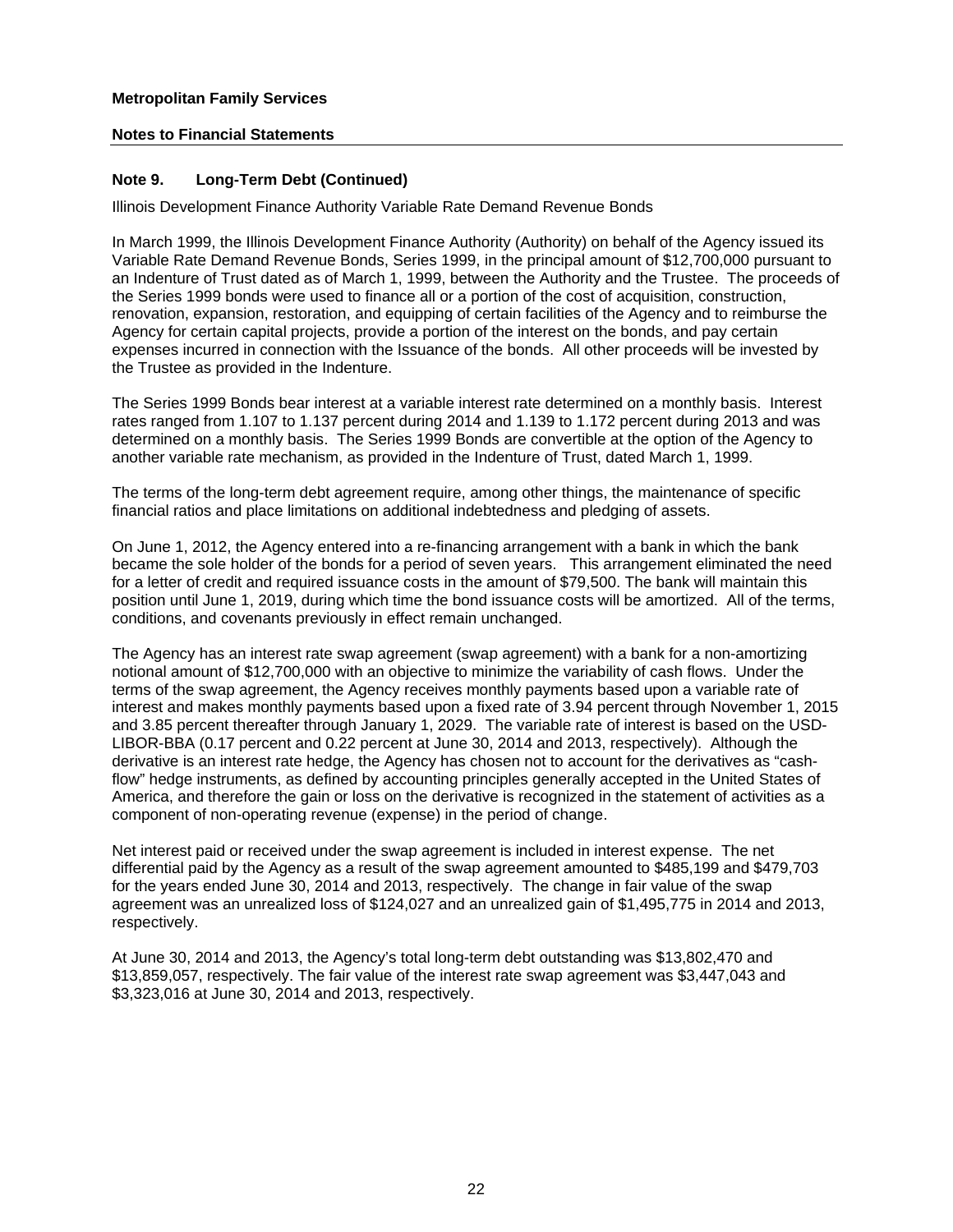**Metropolitan Family Services**

**Notes to Financial Statements**

## Note 9. Long-Term Debt (Continued)

Illinois Development Finance Authority Variable Rate Demand Revenue Bonds

In March 1999, the Illinois Development Finance Authority (Authority) on behalf of the Agency issued its Variable Rate Demand Revenue Bonds, Series 1999, in the principal amount of $12,700,000 pursuant to an Indenture of Trust dated as of March 1, 1999, between the Authority and the Trustee. The proceeds of the Series 1999 bonds were used to finance all or a portion of the cost of acquisition, construction, renovation, expansion, restoration, and equipping of certain facilities of the Agency and to reimburse the Agency for certain capital projects, provide a portion of the interest on the bonds, and pay certain expenses incurred in connection with the Issuance of the bonds. All other proceeds will be invested by the Trustee as provided in the Indenture.

The Series 1999 Bonds bear interest at a variable interest rate determined on a monthly basis. Interest rates ranged from 1.107 to 1.137 percent during 2014 and 1.139 to 1.172 percent during 2013 and was determined on a monthly basis. The Series 1999 Bonds are convertible at the option of the Agency to another variable rate mechanism, as provided in the Indenture of Trust, dated March 1, 1999.

The terms of the long-term debt agreement require, among other things, the maintenance of specific financial ratios and place limitations on additional indebtedness and pledging of assets.

On June 1, 2012, the Agency entered into a re-financing arrangement with a bank in which the bank became the sole holder of the bonds for a period of seven years. This arrangement eliminated the need for a letter of credit and required issuance costs in the amount of $79,500. The bank will maintain this position until June 1, 2019, during which time the bond issuance costs will be amortized. All of the terms, conditions, and covenants previously in effect remain unchanged.

The Agency has an interest rate swap agreement (swap agreement) with a bank for a non-amortizing notional amount of $12,700,000 with an objective to minimize the variability of cash flows. Under the terms of the swap agreement, the Agency receives monthly payments based upon a variable rate of interest and makes monthly payments based upon a fixed rate of 3.94 percent through November 1, 2015 and 3.85 percent thereafter through January 1, 2029. The variable rate of interest is based on the USD-LIBOR-BBA (0.17 percent and 0.22 percent at June 30, 2014 and 2013, respectively). Although the derivative is an interest rate hedge, the Agency has chosen not to account for the derivatives as "cash-flow" hedge instruments, as defined by accounting principles generally accepted in the United States of America, and therefore the gain or loss on the derivative is recognized in the statement of activities as a component of non-operating revenue (expense) in the period of change.

Net interest paid or received under the swap agreement is included in interest expense. The net differential paid by the Agency as a result of the swap agreement amounted to $485,199 and $479,703 for the years ended June 30, 2014 and 2013, respectively. The change in fair value of the swap agreement was an unrealized loss of $124,027 and an unrealized gain of $1,495,775 in 2014 and 2013, respectively.

At June 30, 2014 and 2013, the Agency's total long-term debt outstanding was $13,802,470 and $13,859,057, respectively. The fair value of the interest rate swap agreement was $3,447,043 and $3,323,016 at June 30, 2014 and 2013, respectively.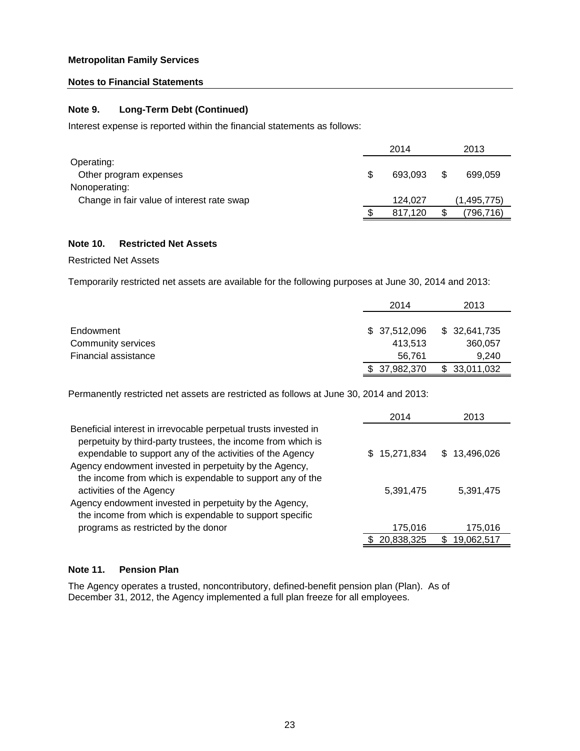**Metropolitan Family Services**

**Notes to Financial Statements**

### Note 9. Long-Term Debt (Continued)

Interest expense is reported within the financial statements as follows:

| | 2014 | 2013 |
|---|---|---|
| Operating: | | |
| Other program expenses | $ 693,093 | $ 699,059 |
| Nonoperating: | | |
| Change in fair value of interest rate swap | 124,027 | (1,495,775) |
| | $ 817,120 | $ (796,716) |

### Note 10. Restricted Net Assets

Restricted Net Assets

Temporarily restricted net assets are available for the following purposes at June 30, 2014 and 2013:

| | 2014 | 2013 |
|---|---|---|
| Endowment | $ 37,512,096 | $ 32,641,735 |
| Community services | 413,513 | 360,057 |
| Financial assistance | 56,761 | 9,240 |
| | $ 37,982,370 | $ 33,011,032 |

Permanently restricted net assets are restricted as follows at June 30, 2014 and 2013:

| | 2014 | 2013 |
|---|---|---|
| Beneficial interest in irrevocable perpetual trusts invested in perpetuity by third-party trustees, the income from which is expendable to support any of the activities of the Agency | $ 15,271,834 | $ 13,496,026 |
| Agency endowment invested in perpetuity by the Agency, the income from which is expendable to support any of the activities of the Agency | 5,391,475 | 5,391,475 |
| Agency endowment invested in perpetuity by the Agency, the income from which is expendable to support specific programs as restricted by the donor | 175,016 | 175,016 |
| | $ 20,838,325 | $ 19,062,517 |

### Note 11. Pension Plan

The Agency operates a trusted, noncontributory, defined-benefit pension plan (Plan). As of December 31, 2012, the Agency implemented a full plan freeze for all employees.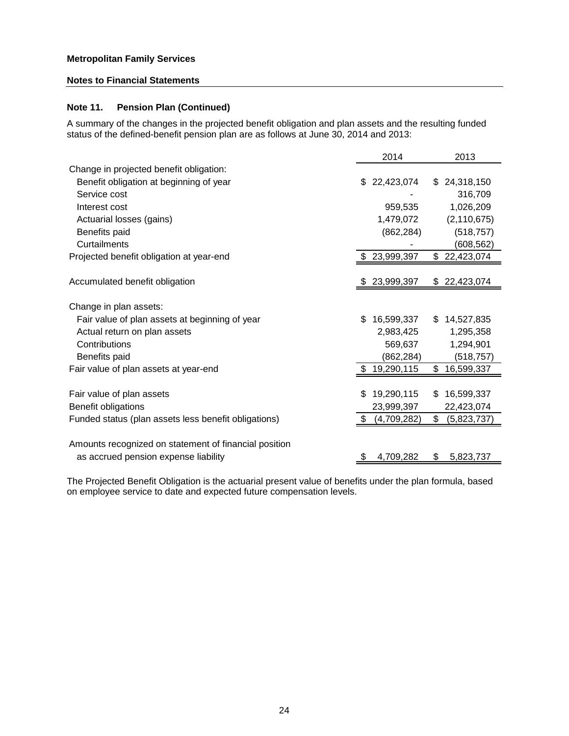**Metropolitan Family Services**

**Notes to Financial Statements**

### Note 11. Pension Plan (Continued)

A summary of the changes in the projected benefit obligation and plan assets and the resulting funded status of the defined-benefit pension plan are as follows at June 30, 2014 and 2013:

| | 2014 | 2013 |
|---|---|---|
| Change in projected benefit obligation: | | |
| Benefit obligation at beginning of year | $ 22,423,074 | $ 24,318,150 |
| Service cost | - | 316,709 |
| Interest cost | 959,535 | 1,026,209 |
| Actuarial losses (gains) | 1,479,072 | (2,110,675) |
| Benefits paid | (862,284) | (518,757) |
| Curtailments | - | (608,562) |
| Projected benefit obligation at year-end | $ 23,999,397 | $ 22,423,074 |
| | | |
| Accumulated benefit obligation | $ 23,999,397 | $ 22,423,074 |
| | | |
| Change in plan assets: | | |
| Fair value of plan assets at beginning of year | $ 16,599,337 | $ 14,527,835 |
| Actual return on plan assets | 2,983,425 | 1,295,358 |
| Contributions | 569,637 | 1,294,901 |
| Benefits paid | (862,284) | (518,757) |
| Fair value of plan assets at year-end | $ 19,290,115 | $ 16,599,337 |
| | | |
| Fair value of plan assets | $ 19,290,115 | $ 16,599,337 |
| Benefit obligations | 23,999,397 | 22,423,074 |
| Funded status (plan assets less benefit obligations) | $ (4,709,282) | $ (5,823,737) |
| | | |
| Amounts recognized on statement of financial position as accrued pension expense liability | $ 4,709,282 | $ 5,823,737 |

The Projected Benefit Obligation is the actuarial present value of benefits under the plan formula, based on employee service to date and expected future compensation levels.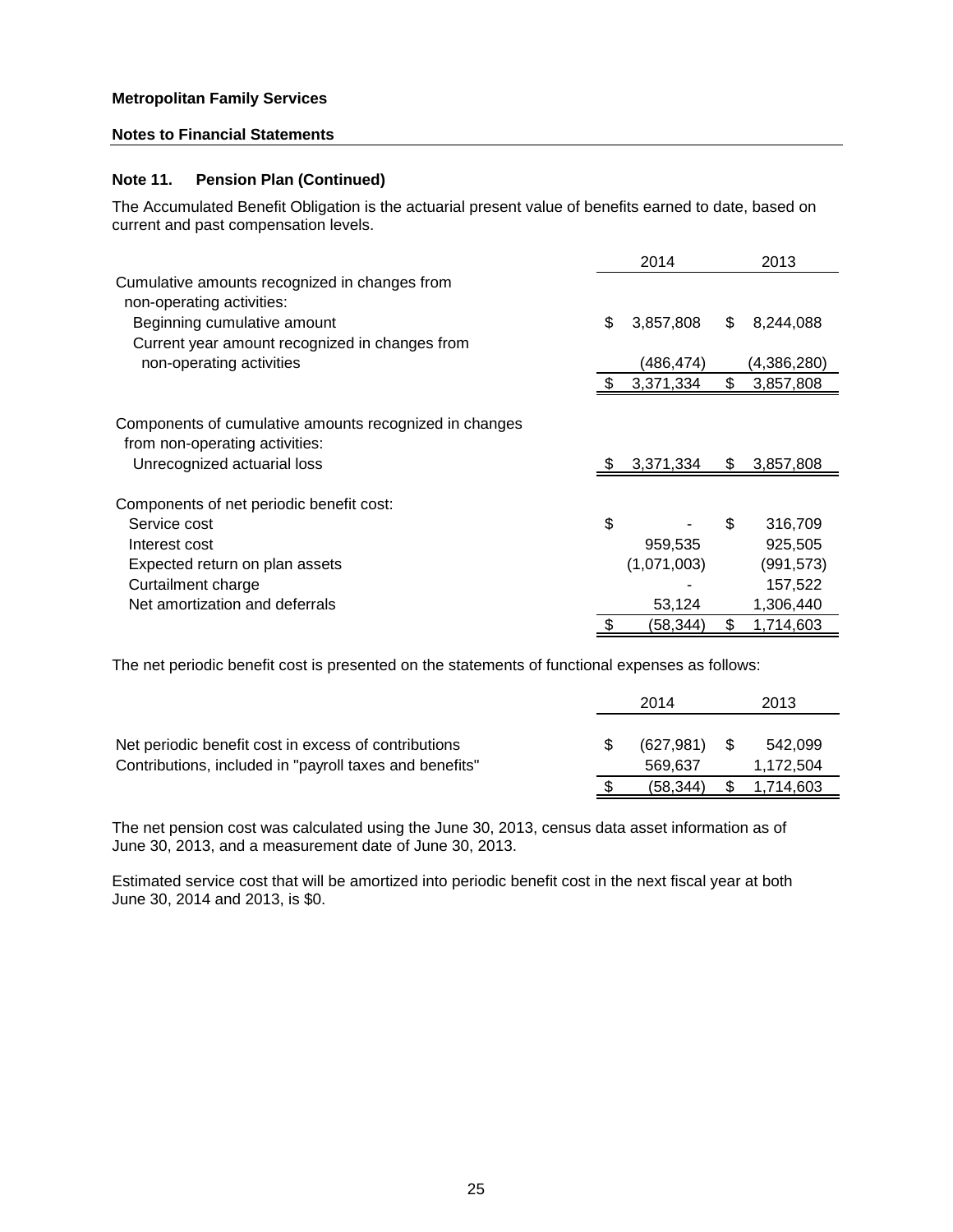**Metropolitan Family Services**

**Notes to Financial Statements**

### Note 11. Pension Plan (Continued)

The Accumulated Benefit Obligation is the actuarial present value of benefits earned to date, based on current and past compensation levels.

| | 2014 | 2013 |
|---|---|---|
| Cumulative amounts recognized in changes from non-operating activities: | | |
| Beginning cumulative amount | $ 3,857,808 | $ 8,244,088 |
| Current year amount recognized in changes from non-operating activities | (486,474) | (4,386,280) |
| | $ 3,371,334 | $ 3,857,808 |
| Components of cumulative amounts recognized in changes from non-operating activities: | | |
| Unrecognized actuarial loss | $ 3,371,334 | $ 3,857,808 |
| Components of net periodic benefit cost: | | |
| Service cost | $ - | $ 316,709 |
| Interest cost | 959,535 | 925,505 |
| Expected return on plan assets | (1,071,003) | (991,573) |
| Curtailment charge | - | 157,522 |
| Net amortization and deferrals | 53,124 | 1,306,440 |
| | $ (58,344) | $ 1,714,603 |

The net periodic benefit cost is presented on the statements of functional expenses as follows:

| | 2014 | 2013 |
|---|---|---|
| Net periodic benefit cost in excess of contributions | $ (627,981) | $ 542,099 |
| Contributions, included in "payroll taxes and benefits" | 569,637 | 1,172,504 |
| | $ (58,344) | $ 1,714,603 |

The net pension cost was calculated using the June 30, 2013, census data asset information as of June 30, 2013, and a measurement date of June 30, 2013.

Estimated service cost that will be amortized into periodic benefit cost in the next fiscal year at both June 30, 2014 and 2013, is $0.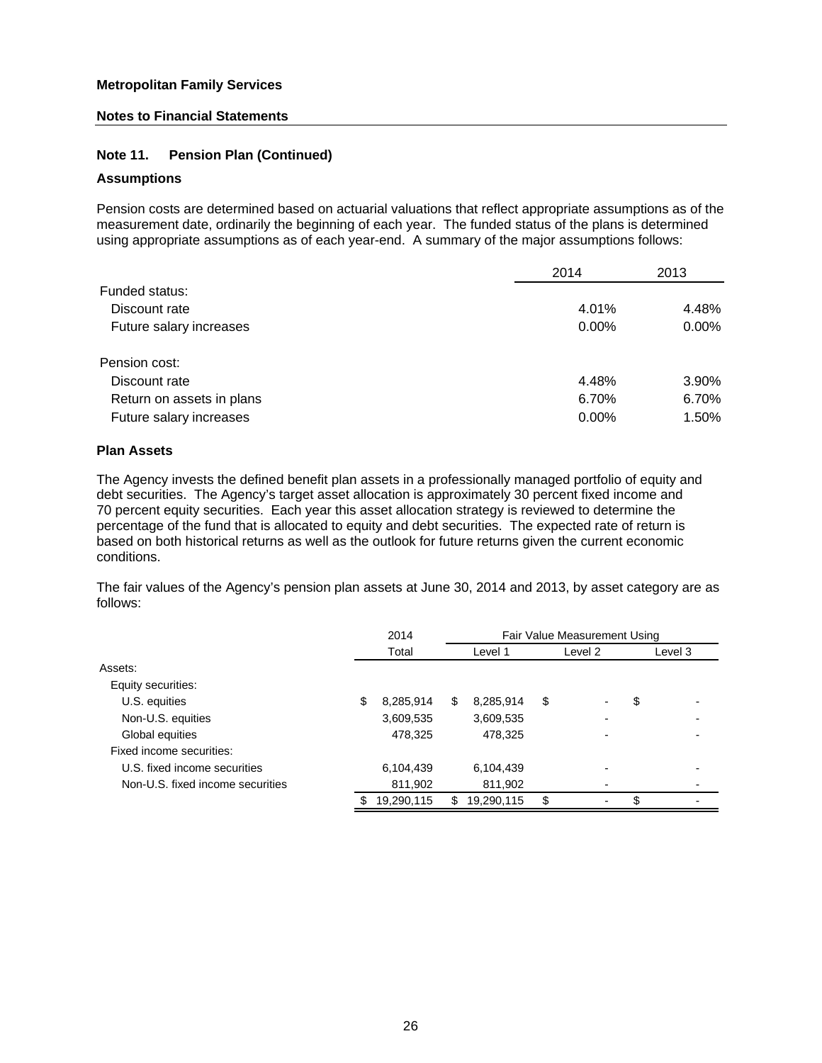**Metropolitan Family Services**

**Notes to Financial Statements**

### Note 11. Pension Plan (Continued)

**Assumptions**

Pension costs are determined based on actuarial valuations that reflect appropriate assumptions as of the measurement date, ordinarily the beginning of each year. The funded status of the plans is determined using appropriate assumptions as of each year-end. A summary of the major assumptions follows:

| | 2014 | 2013 |
|---|---|---|
| Funded status: | | |
| Discount rate | 4.01% | 4.48% |
| Future salary increases | 0.00% | 0.00% |
| Pension cost: | | |
| Discount rate | 4.48% | 3.90% |
| Return on assets in plans | 6.70% | 6.70% |
| Future salary increases | 0.00% | 1.50% |

**Plan Assets**

The Agency invests the defined benefit plan assets in a professionally managed portfolio of equity and debt securities. The Agency's target asset allocation is approximately 30 percent fixed income and 70 percent equity securities. Each year this asset allocation strategy is reviewed to determine the percentage of the fund that is allocated to equity and debt securities. The expected rate of return is based on both historical returns as well as the outlook for future returns given the current economic conditions.

The fair values of the Agency's pension plan assets at June 30, 2014 and 2013, by asset category are as follows:

| | 2014 | Fair Value Measurement Using | | |
|---|---|---|---|---|
| | Total | Level 1 | Level 2 | Level 3 |
| Assets: | | | | |
| Equity securities: | | | | |
| U.S. equities | $ 8,285,914 | $ 8,285,914 | $ - | $ - |
| Non-U.S. equities | 3,609,535 | 3,609,535 | - | - |
| Global equities | 478,325 | 478,325 | - | - |
| Fixed income securities: | | | | |
| U.S. fixed income securities | 6,104,439 | 6,104,439 | - | - |
| Non-U.S. fixed income securities | 811,902 | 811,902 | - | - |
| | $ 19,290,115 | $ 19,290,115 | $ - | $ - |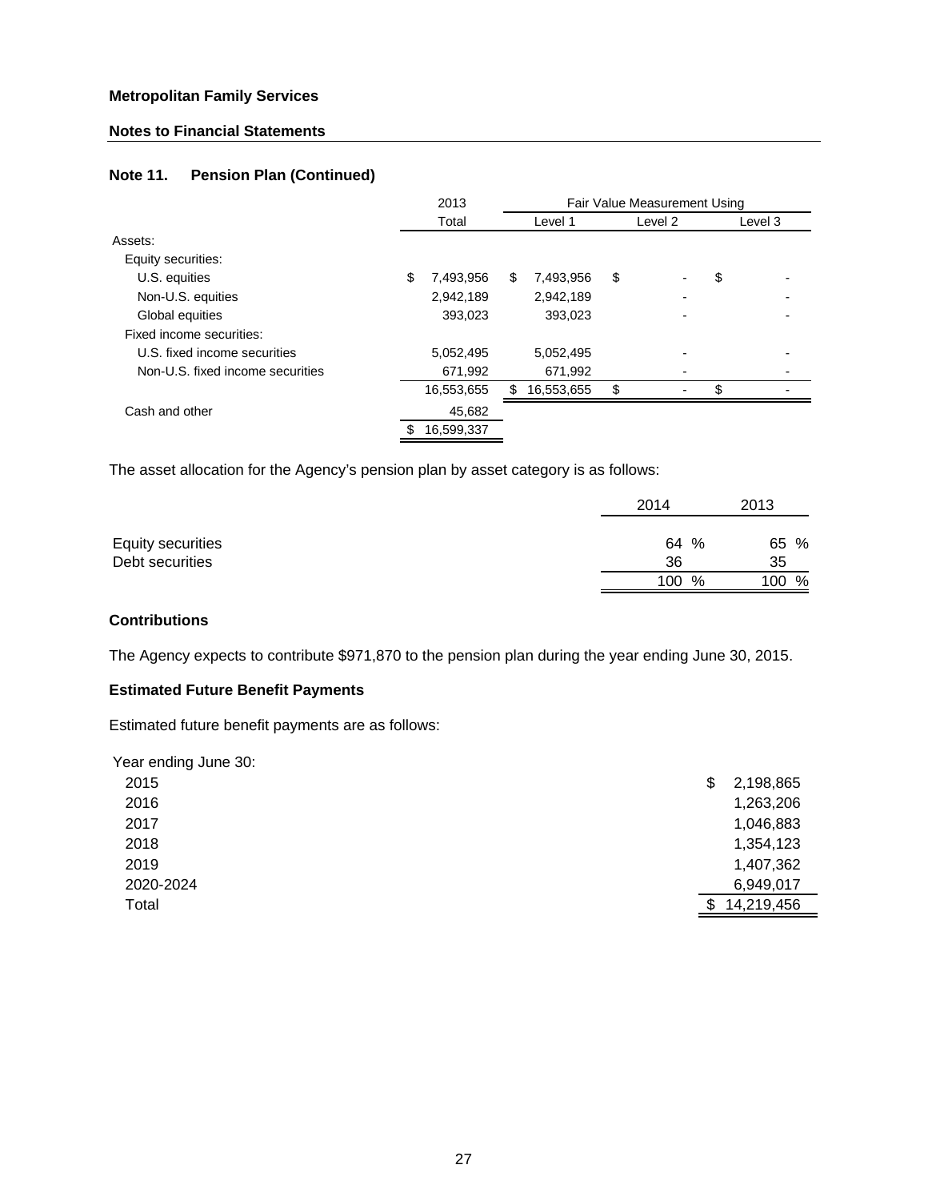**Metropolitan Family Services**

**Notes to Financial Statements**

### Note 11. Pension Plan (Continued)

| | 2013 | Fair Value Measurement Using | | |
|---|---|---|---|---|
| | Total | Level 1 | Level 2 | Level 3 |
| Assets: | | | | |
| Equity securities: | | | | |
| U.S. equities | $ 7,493,956 | $ 7,493,956 | $ - | $ - |
| Non-U.S. equities | 2,942,189 | 2,942,189 | - | - |
| Global equities | 393,023 | 393,023 | - | - |
| Fixed income securities: | | | | |
| U.S. fixed income securities | 5,052,495 | 5,052,495 | - | - |
| Non-U.S. fixed income securities | 671,992 | 671,992 | - | - |
| | 16,553,655 | $ 16,553,655 | $ - | $ - |
| Cash and other | 45,682 | | | |
| | $ 16,599,337 | | | |

The asset allocation for the Agency's pension plan by asset category is as follows:

| | 2014 | 2013 |
|---|---|---|
| Equity securities | 64 % | 65 % |
| Debt securities | 36 | 35 |
| | 100 % | 100 % |

**Contributions**

The Agency expects to contribute $971,870 to the pension plan during the year ending June 30, 2015.

**Estimated Future Benefit Payments**

Estimated future benefit payments are as follows:

| Year ending June 30: | |
|---|---|
| 2015 | $ 2,198,865 |
| 2016 | 1,263,206 |
| 2017 | 1,046,883 |
| 2018 | 1,354,123 |
| 2019 | 1,407,362 |
| 2020-2024 | 6,949,017 |
| Total | $ 14,219,456 |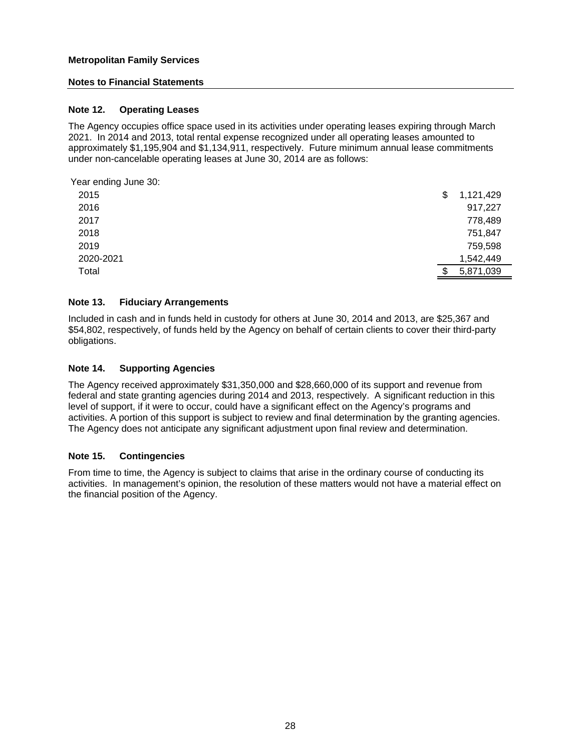**Metropolitan Family Services**

**Notes to Financial Statements**

### Note 12. Operating Leases

The Agency occupies office space used in its activities under operating leases expiring through March 2021. In 2014 and 2013, total rental expense recognized under all operating leases amounted to approximately $1,195,904 and $1,134,911, respectively. Future minimum annual lease commitments under non-cancelable operating leases at June 30, 2014 are as follows:

| | |
|---|---|
| Year ending June 30: | |
| 2015 | $ 1,121,429 |
| 2016 | 917,227 |
| 2017 | 778,489 |
| 2018 | 751,847 |
| 2019 | 759,598 |
| 2020-2021 | 1,542,449 |
| Total | $ 5,871,039 |

### Note 13. Fiduciary Arrangements

Included in cash and in funds held in custody for others at June 30, 2014 and 2013, are $25,367 and $54,802, respectively, of funds held by the Agency on behalf of certain clients to cover their third-party obligations.

### Note 14. Supporting Agencies

The Agency received approximately $31,350,000 and $28,660,000 of its support and revenue from federal and state granting agencies during 2014 and 2013, respectively. A significant reduction in this level of support, if it were to occur, could have a significant effect on the Agency's programs and activities. A portion of this support is subject to review and final determination by the granting agencies. The Agency does not anticipate any significant adjustment upon final review and determination.

### Note 15. Contingencies

From time to time, the Agency is subject to claims that arise in the ordinary course of conducting its activities. In management's opinion, the resolution of these matters would not have a material effect on the financial position of the Agency.